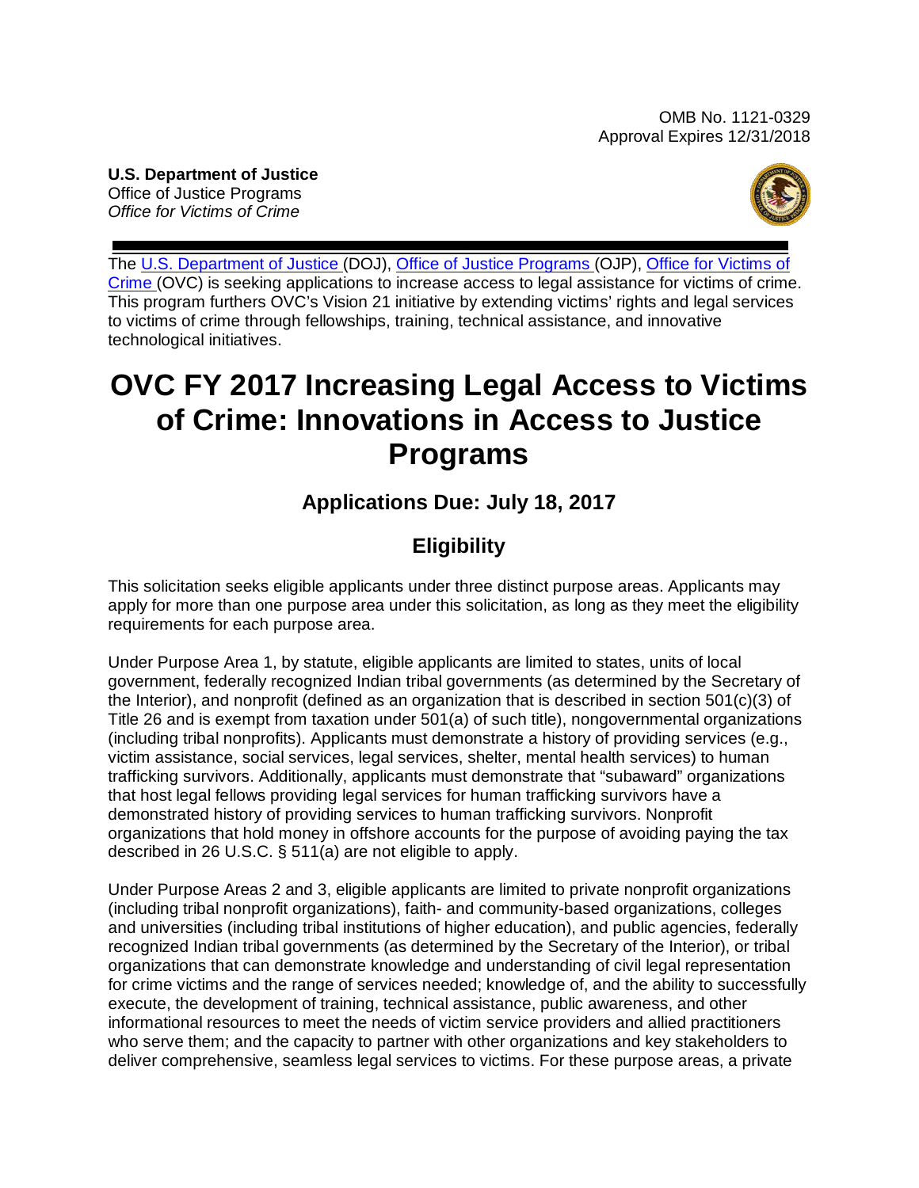OMB No. 1121-0329
Approval Expires 12/31/2018

**U.S. Department of Justice**
Office of Justice Programs
*Office for Victims of Crime*

The U.S. Department of Justice (DOJ), Office of Justice Programs (OJP), Office for Victims of Crime (OVC) is seeking applications to increase access to legal assistance for victims of crime. This program furthers OVC's Vision 21 initiative by extending victims' rights and legal services to victims of crime through fellowships, training, technical assistance, and innovative technological initiatives.

# OVC FY 2017 Increasing Legal Access to Victims of Crime: Innovations in Access to Justice Programs

## Applications Due: July 18, 2017

## Eligibility

This solicitation seeks eligible applicants under three distinct purpose areas. Applicants may apply for more than one purpose area under this solicitation, as long as they meet the eligibility requirements for each purpose area.

Under Purpose Area 1, by statute, eligible applicants are limited to states, units of local government, federally recognized Indian tribal governments (as determined by the Secretary of the Interior), and nonprofit (defined as an organization that is described in section 501(c)(3) of Title 26 and is exempt from taxation under 501(a) of such title), nongovernmental organizations (including tribal nonprofits). Applicants must demonstrate a history of providing services (e.g., victim assistance, social services, legal services, shelter, mental health services) to human trafficking survivors. Additionally, applicants must demonstrate that "subaward" organizations that host legal fellows providing legal services for human trafficking survivors have a demonstrated history of providing services to human trafficking survivors. Nonprofit organizations that hold money in offshore accounts for the purpose of avoiding paying the tax described in 26 U.S.C. § 511(a) are not eligible to apply.

Under Purpose Areas 2 and 3, eligible applicants are limited to private nonprofit organizations (including tribal nonprofit organizations), faith- and community-based organizations, colleges and universities (including tribal institutions of higher education), and public agencies, federally recognized Indian tribal governments (as determined by the Secretary of the Interior), or tribal organizations that can demonstrate knowledge and understanding of civil legal representation for crime victims and the range of services needed; knowledge of, and the ability to successfully execute, the development of training, technical assistance, public awareness, and other informational resources to meet the needs of victim service providers and allied practitioners who serve them; and the capacity to partner with other organizations and key stakeholders to deliver comprehensive, seamless legal services to victims. For these purpose areas, a private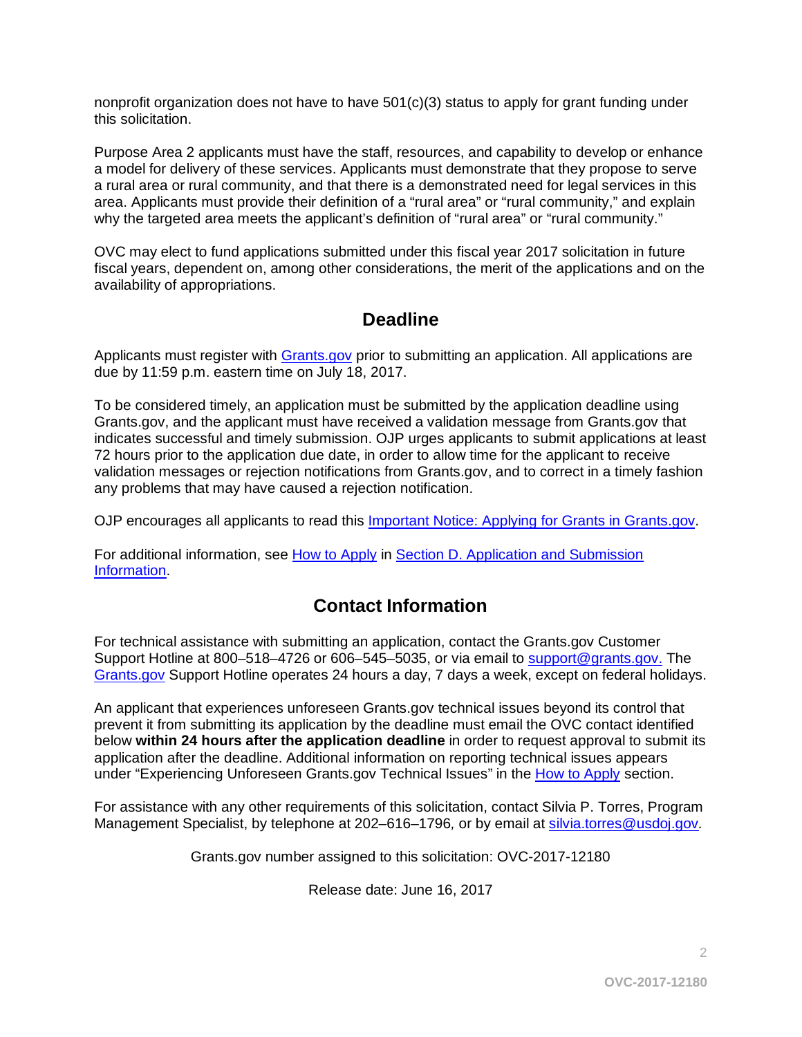nonprofit organization does not have to have 501(c)(3) status to apply for grant funding under this solicitation.

Purpose Area 2 applicants must have the staff, resources, and capability to develop or enhance a model for delivery of these services. Applicants must demonstrate that they propose to serve a rural area or rural community, and that there is a demonstrated need for legal services in this area. Applicants must provide their definition of a "rural area" or "rural community," and explain why the targeted area meets the applicant's definition of "rural area" or "rural community."

OVC may elect to fund applications submitted under this fiscal year 2017 solicitation in future fiscal years, dependent on, among other considerations, the merit of the applications and on the availability of appropriations.

## Deadline

Applicants must register with Grants.gov prior to submitting an application. All applications are due by 11:59 p.m. eastern time on July 18, 2017.

To be considered timely, an application must be submitted by the application deadline using Grants.gov, and the applicant must have received a validation message from Grants.gov that indicates successful and timely submission. OJP urges applicants to submit applications at least 72 hours prior to the application due date, in order to allow time for the applicant to receive validation messages or rejection notifications from Grants.gov, and to correct in a timely fashion any problems that may have caused a rejection notification.

OJP encourages all applicants to read this Important Notice: Applying for Grants in Grants.gov.

For additional information, see How to Apply in Section D. Application and Submission Information.

## Contact Information

For technical assistance with submitting an application, contact the Grants.gov Customer Support Hotline at 800–518–4726 or 606–545–5035, or via email to support@grants.gov. The Grants.gov Support Hotline operates 24 hours a day, 7 days a week, except on federal holidays.

An applicant that experiences unforeseen Grants.gov technical issues beyond its control that prevent it from submitting its application by the deadline must email the OVC contact identified below **within 24 hours after the application deadline** in order to request approval to submit its application after the deadline. Additional information on reporting technical issues appears under "Experiencing Unforeseen Grants.gov Technical Issues" in the How to Apply section.

For assistance with any other requirements of this solicitation, contact Silvia P. Torres, Program Management Specialist, by telephone at 202–616–1796, or by email at silvia.torres@usdoj.gov.

Grants.gov number assigned to this solicitation: OVC-2017-12180

Release date: June 16, 2017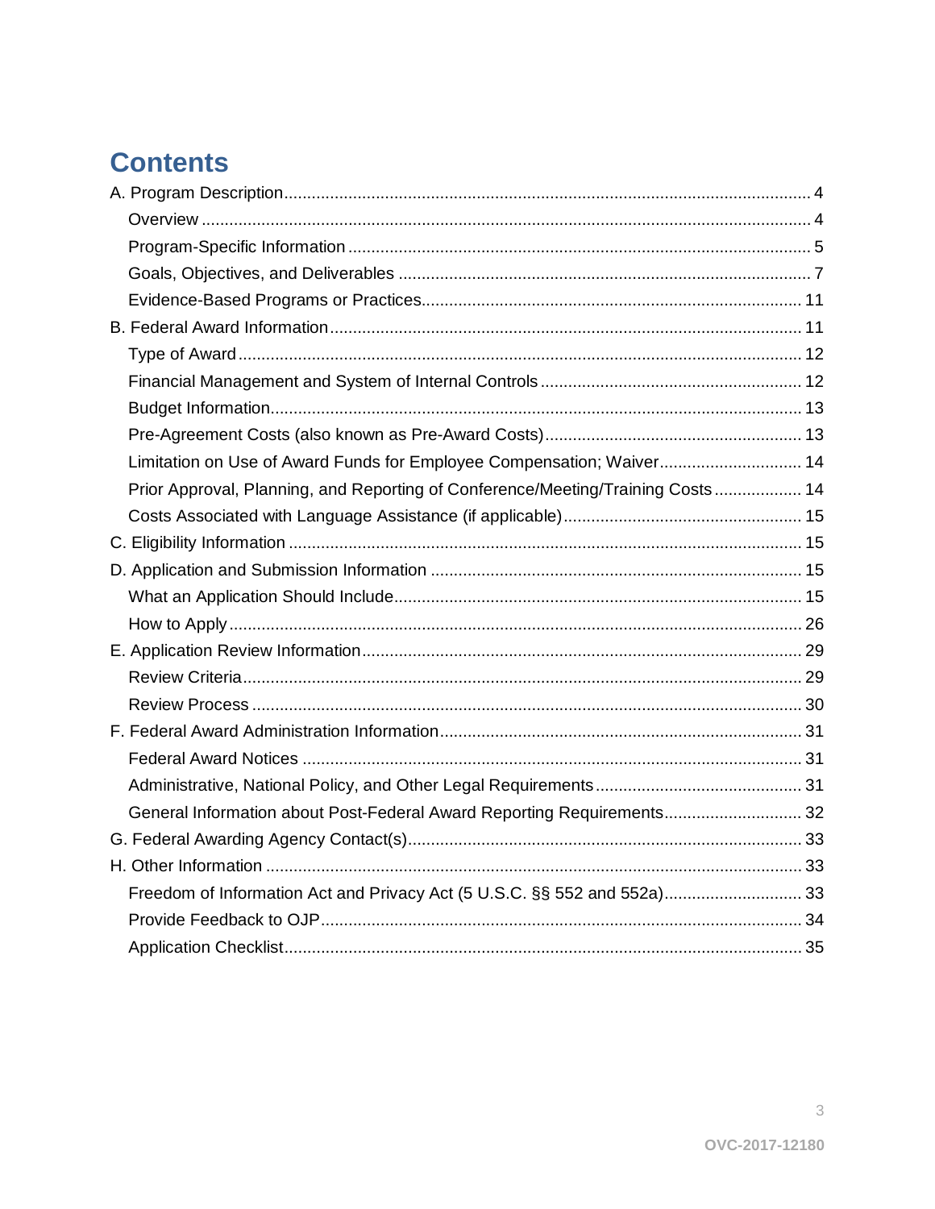# Contents

A. Program Description ... 4
- Overview ... 4
- Program-Specific Information ... 5
- Goals, Objectives, and Deliverables ... 7
- Evidence-Based Programs or Practices ... 11

B. Federal Award Information ... 11
- Type of Award ... 12
- Financial Management and System of Internal Controls ... 12
- Budget Information ... 13
- Pre-Agreement Costs (also known as Pre-Award Costs) ... 13
- Limitation on Use of Award Funds for Employee Compensation; Waiver ... 14
- Prior Approval, Planning, and Reporting of Conference/Meeting/Training Costs ... 14
- Costs Associated with Language Assistance (if applicable) ... 15

C. Eligibility Information ... 15

D. Application and Submission Information ... 15
- What an Application Should Include ... 15
- How to Apply ... 26

E. Application Review Information ... 29
- Review Criteria ... 29
- Review Process ... 30

F. Federal Award Administration Information ... 31
- Federal Award Notices ... 31
- Administrative, National Policy, and Other Legal Requirements ... 31
- General Information about Post-Federal Award Reporting Requirements ... 32

G. Federal Awarding Agency Contact(s) ... 33

H. Other Information ... 33
- Freedom of Information Act and Privacy Act (5 U.S.C. §§ 552 and 552a) ... 33
- Provide Feedback to OJP ... 34
- Application Checklist ... 35

OVC-2017-12180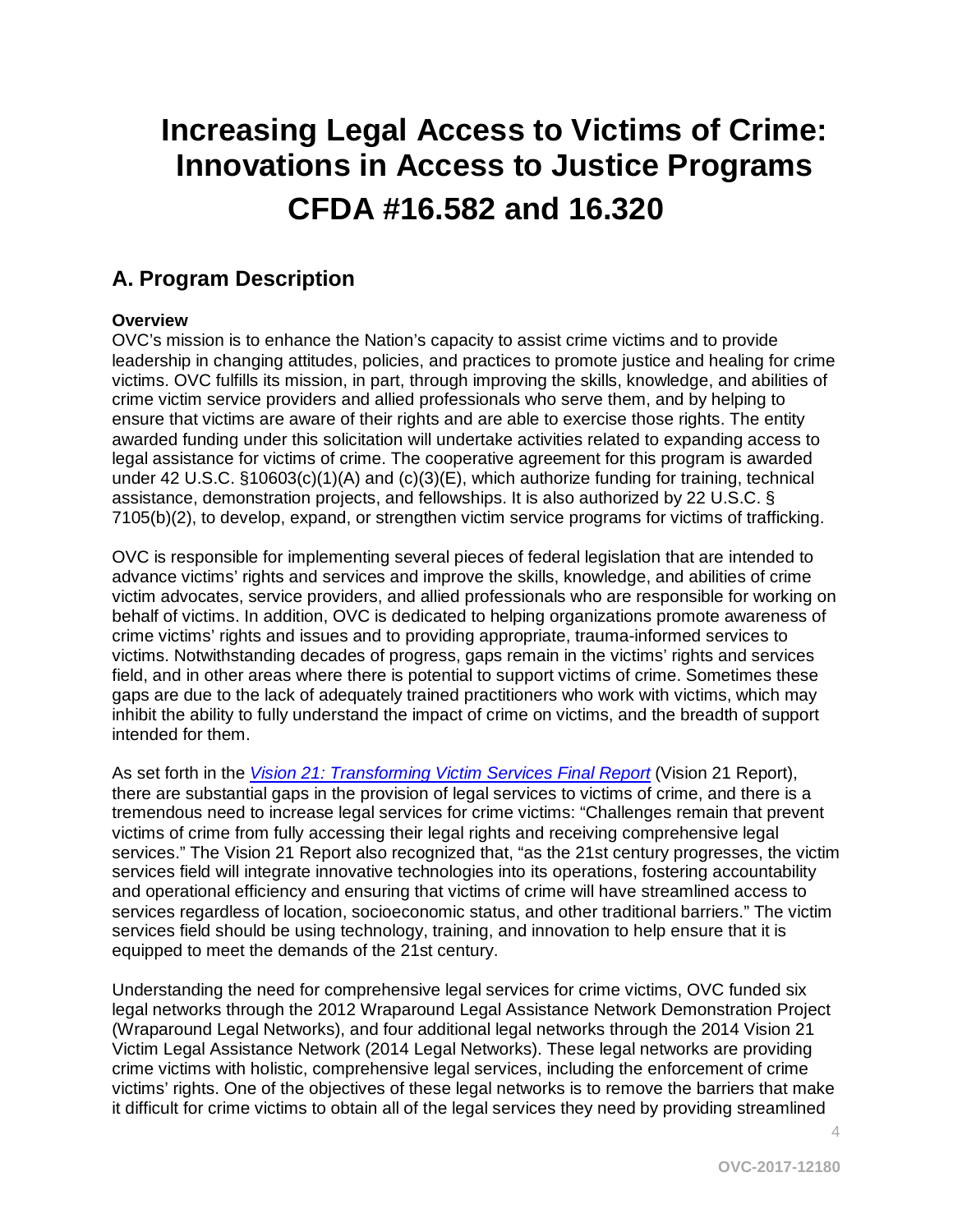# Increasing Legal Access to Victims of Crime: Innovations in Access to Justice Programs CFDA #16.582 and 16.320

## A. Program Description

**Overview**

OVC's mission is to enhance the Nation's capacity to assist crime victims and to provide leadership in changing attitudes, policies, and practices to promote justice and healing for crime victims. OVC fulfills its mission, in part, through improving the skills, knowledge, and abilities of crime victim service providers and allied professionals who serve them, and by helping to ensure that victims are aware of their rights and are able to exercise those rights. The entity awarded funding under this solicitation will undertake activities related to expanding access to legal assistance for victims of crime. The cooperative agreement for this program is awarded under 42 U.S.C. §10603(c)(1)(A) and (c)(3)(E), which authorize funding for training, technical assistance, demonstration projects, and fellowships. It is also authorized by 22 U.S.C. § 7105(b)(2), to develop, expand, or strengthen victim service programs for victims of trafficking.

OVC is responsible for implementing several pieces of federal legislation that are intended to advance victims' rights and services and improve the skills, knowledge, and abilities of crime victim advocates, service providers, and allied professionals who are responsible for working on behalf of victims. In addition, OVC is dedicated to helping organizations promote awareness of crime victims' rights and issues and to providing appropriate, trauma-informed services to victims. Notwithstanding decades of progress, gaps remain in the victims' rights and services field, and in other areas where there is potential to support victims of crime. Sometimes these gaps are due to the lack of adequately trained practitioners who work with victims, which may inhibit the ability to fully understand the impact of crime on victims, and the breadth of support intended for them.

As set forth in the *Vision 21: Transforming Victim Services Final Report* (Vision 21 Report), there are substantial gaps in the provision of legal services to victims of crime, and there is a tremendous need to increase legal services for crime victims: "Challenges remain that prevent victims of crime from fully accessing their legal rights and receiving comprehensive legal services." The Vision 21 Report also recognized that, "as the 21st century progresses, the victim services field will integrate innovative technologies into its operations, fostering accountability and operational efficiency and ensuring that victims of crime will have streamlined access to services regardless of location, socioeconomic status, and other traditional barriers." The victim services field should be using technology, training, and innovation to help ensure that it is equipped to meet the demands of the 21st century.

Understanding the need for comprehensive legal services for crime victims, OVC funded six legal networks through the 2012 Wraparound Legal Assistance Network Demonstration Project (Wraparound Legal Networks), and four additional legal networks through the 2014 Vision 21 Victim Legal Assistance Network (2014 Legal Networks). These legal networks are providing crime victims with holistic, comprehensive legal services, including the enforcement of crime victims' rights. One of the objectives of these legal networks is to remove the barriers that make it difficult for crime victims to obtain all of the legal services they need by providing streamlined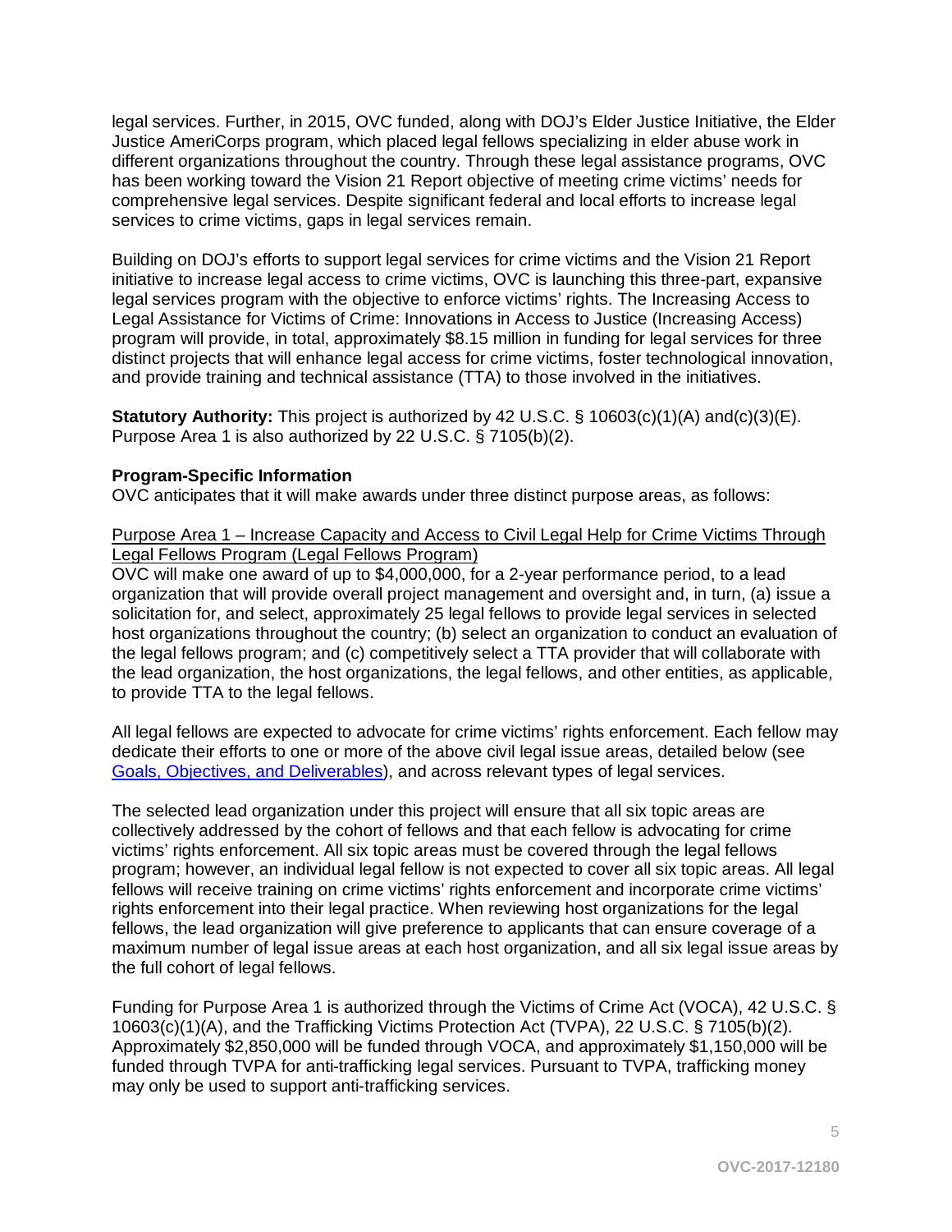legal services. Further, in 2015, OVC funded, along with DOJ's Elder Justice Initiative, the Elder Justice AmeriCorps program, which placed legal fellows specializing in elder abuse work in different organizations throughout the country. Through these legal assistance programs, OVC has been working toward the Vision 21 Report objective of meeting crime victims' needs for comprehensive legal services. Despite significant federal and local efforts to increase legal services to crime victims, gaps in legal services remain.

Building on DOJ's efforts to support legal services for crime victims and the Vision 21 Report initiative to increase legal access to crime victims, OVC is launching this three-part, expansive legal services program with the objective to enforce victims' rights. The Increasing Access to Legal Assistance for Victims of Crime: Innovations in Access to Justice (Increasing Access) program will provide, in total, approximately $8.15 million in funding for legal services for three distinct projects that will enhance legal access for crime victims, foster technological innovation, and provide training and technical assistance (TTA) to those involved in the initiatives.

**Statutory Authority:** This project is authorized by 42 U.S.C. § 10603(c)(1)(A) and(c)(3)(E). Purpose Area 1 is also authorized by 22 U.S.C. § 7105(b)(2).

**Program-Specific Information**

OVC anticipates that it will make awards under three distinct purpose areas, as follows:

Purpose Area 1 – Increase Capacity and Access to Civil Legal Help for Crime Victims Through Legal Fellows Program (Legal Fellows Program)

OVC will make one award of up to $4,000,000, for a 2-year performance period, to a lead organization that will provide overall project management and oversight and, in turn, (a) issue a solicitation for, and select, approximately 25 legal fellows to provide legal services in selected host organizations throughout the country; (b) select an organization to conduct an evaluation of the legal fellows program; and (c) competitively select a TTA provider that will collaborate with the lead organization, the host organizations, the legal fellows, and other entities, as applicable, to provide TTA to the legal fellows.

All legal fellows are expected to advocate for crime victims' rights enforcement. Each fellow may dedicate their efforts to one or more of the above civil legal issue areas, detailed below (see Goals, Objectives, and Deliverables), and across relevant types of legal services.

The selected lead organization under this project will ensure that all six topic areas are collectively addressed by the cohort of fellows and that each fellow is advocating for crime victims' rights enforcement. All six topic areas must be covered through the legal fellows program; however, an individual legal fellow is not expected to cover all six topic areas. All legal fellows will receive training on crime victims' rights enforcement and incorporate crime victims' rights enforcement into their legal practice. When reviewing host organizations for the legal fellows, the lead organization will give preference to applicants that can ensure coverage of a maximum number of legal issue areas at each host organization, and all six legal issue areas by the full cohort of legal fellows.

Funding for Purpose Area 1 is authorized through the Victims of Crime Act (VOCA), 42 U.S.C. § 10603(c)(1)(A), and the Trafficking Victims Protection Act (TVPA), 22 U.S.C. § 7105(b)(2). Approximately $2,850,000 will be funded through VOCA, and approximately $1,150,000 will be funded through TVPA for anti-trafficking legal services. Pursuant to TVPA, trafficking money may only be used to support anti-trafficking services.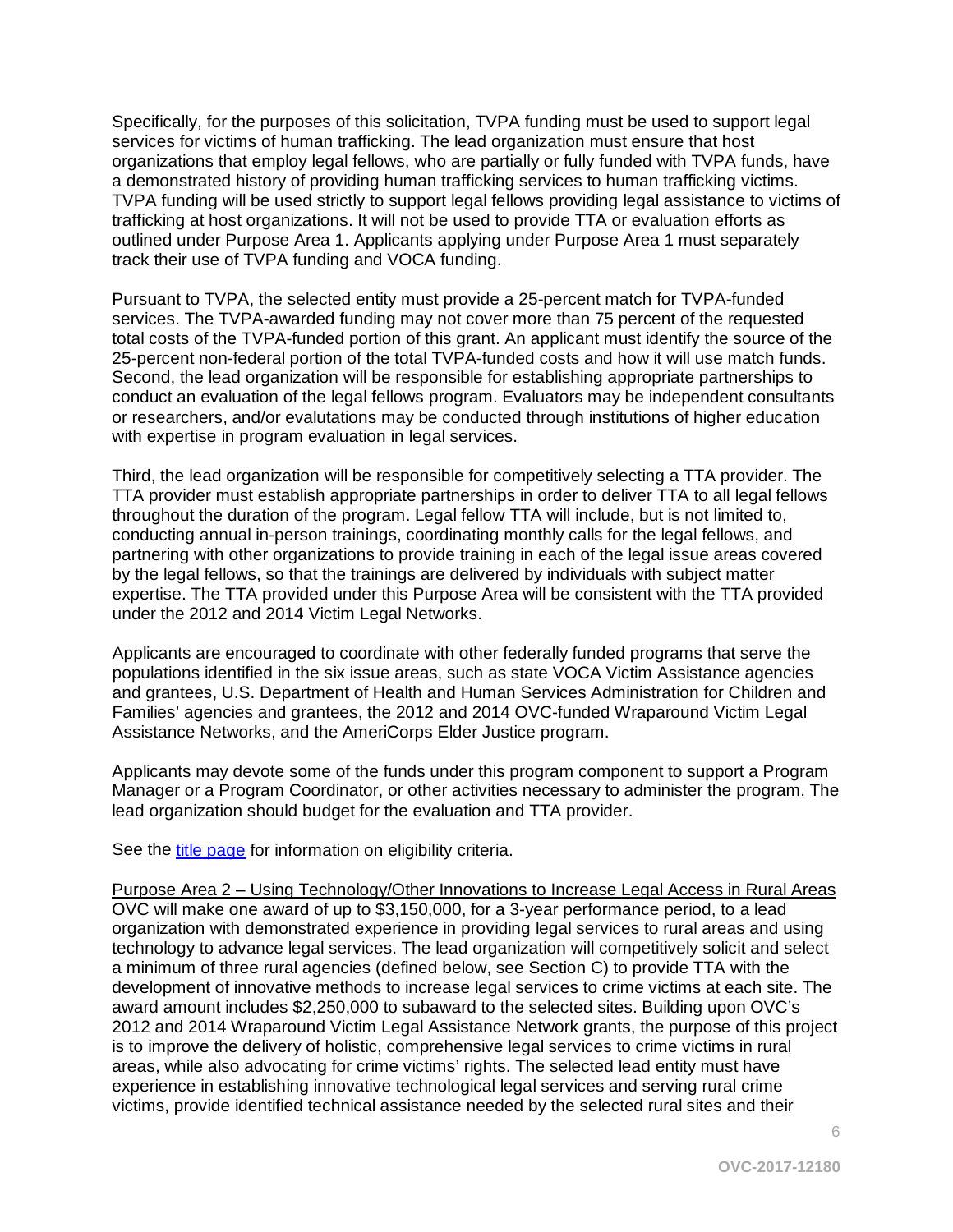Specifically, for the purposes of this solicitation, TVPA funding must be used to support legal services for victims of human trafficking. The lead organization must ensure that host organizations that employ legal fellows, who are partially or fully funded with TVPA funds, have a demonstrated history of providing human trafficking services to human trafficking victims. TVPA funding will be used strictly to support legal fellows providing legal assistance to victims of trafficking at host organizations. It will not be used to provide TTA or evaluation efforts as outlined under Purpose Area 1. Applicants applying under Purpose Area 1 must separately track their use of TVPA funding and VOCA funding.

Pursuant to TVPA, the selected entity must provide a 25-percent match for TVPA-funded services. The TVPA-awarded funding may not cover more than 75 percent of the requested total costs of the TVPA-funded portion of this grant. An applicant must identify the source of the 25-percent non-federal portion of the total TVPA-funded costs and how it will use match funds. Second, the lead organization will be responsible for establishing appropriate partnerships to conduct an evaluation of the legal fellows program. Evaluators may be independent consultants or researchers, and/or evalutations may be conducted through institutions of higher education with expertise in program evaluation in legal services.

Third, the lead organization will be responsible for competitively selecting a TTA provider. The TTA provider must establish appropriate partnerships in order to deliver TTA to all legal fellows throughout the duration of the program. Legal fellow TTA will include, but is not limited to, conducting annual in-person trainings, coordinating monthly calls for the legal fellows, and partnering with other organizations to provide training in each of the legal issue areas covered by the legal fellows, so that the trainings are delivered by individuals with subject matter expertise. The TTA provided under this Purpose Area will be consistent with the TTA provided under the 2012 and 2014 Victim Legal Networks.

Applicants are encouraged to coordinate with other federally funded programs that serve the populations identified in the six issue areas, such as state VOCA Victim Assistance agencies and grantees, U.S. Department of Health and Human Services Administration for Children and Families' agencies and grantees, the 2012 and 2014 OVC-funded Wraparound Victim Legal Assistance Networks, and the AmeriCorps Elder Justice program.

Applicants may devote some of the funds under this program component to support a Program Manager or a Program Coordinator, or other activities necessary to administer the program. The lead organization should budget for the evaluation and TTA provider.

See the title page for information on eligibility criteria.

Purpose Area 2 – Using Technology/Other Innovations to Increase Legal Access in Rural Areas

OVC will make one award of up to $3,150,000, for a 3-year performance period, to a lead organization with demonstrated experience in providing legal services to rural areas and using technology to advance legal services. The lead organization will competitively solicit and select a minimum of three rural agencies (defined below, see Section C) to provide TTA with the development of innovative methods to increase legal services to crime victims at each site. The award amount includes $2,250,000 to subaward to the selected sites. Building upon OVC's 2012 and 2014 Wraparound Victim Legal Assistance Network grants, the purpose of this project is to improve the delivery of holistic, comprehensive legal services to crime victims in rural areas, while also advocating for crime victims' rights. The selected lead entity must have experience in establishing innovative technological legal services and serving rural crime victims, provide identified technical assistance needed by the selected rural sites and their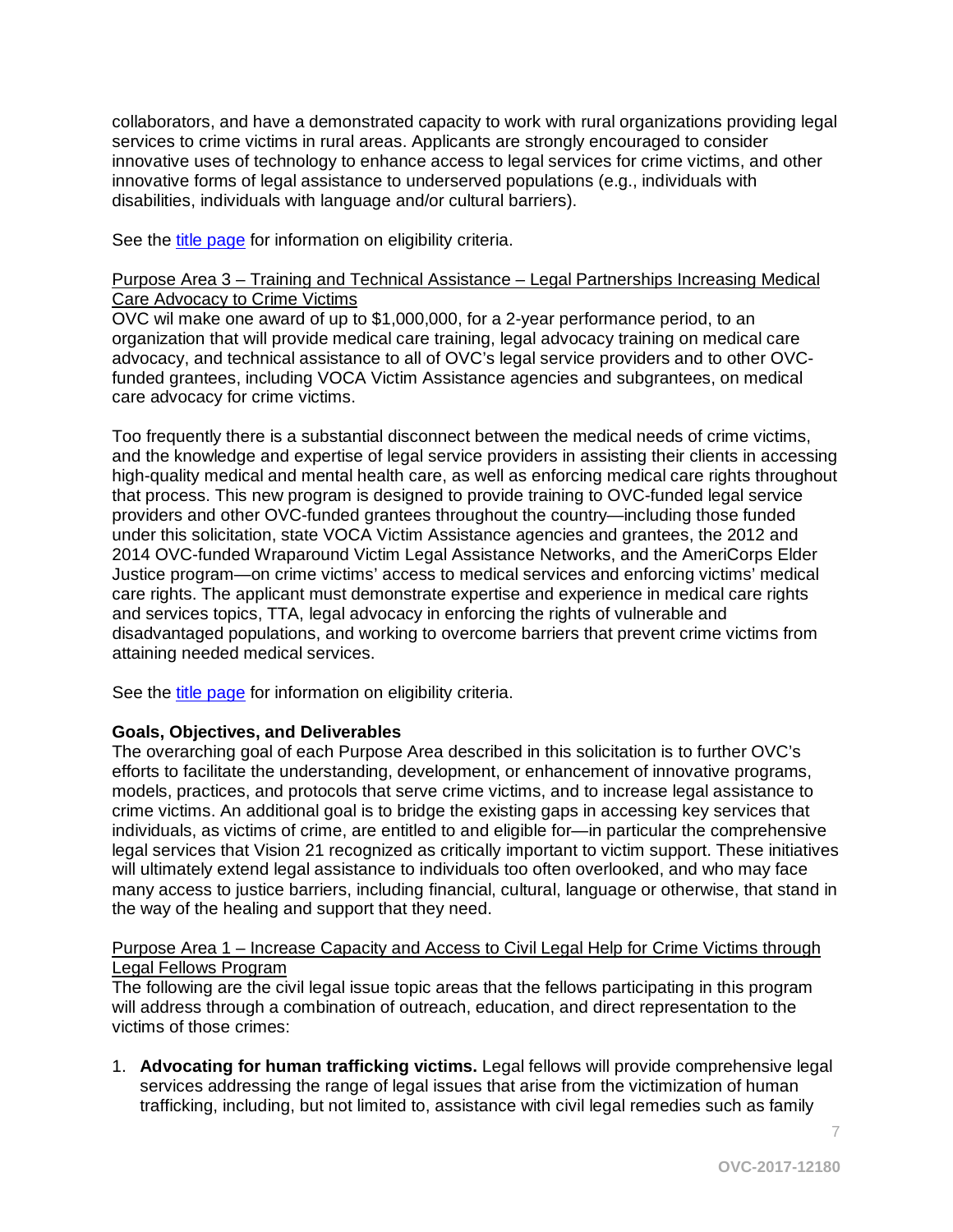collaborators, and have a demonstrated capacity to work with rural organizations providing legal services to crime victims in rural areas. Applicants are strongly encouraged to consider innovative uses of technology to enhance access to legal services for crime victims, and other innovative forms of legal assistance to underserved populations (e.g., individuals with disabilities, individuals with language and/or cultural barriers).

See the title page for information on eligibility criteria.

Purpose Area 3 – Training and Technical Assistance – Legal Partnerships Increasing Medical Care Advocacy to Crime Victims

OVC wil make one award of up to $1,000,000, for a 2-year performance period, to an organization that will provide medical care training, legal advocacy training on medical care advocacy, and technical assistance to all of OVC's legal service providers and to other OVC-funded grantees, including VOCA Victim Assistance agencies and subgrantees, on medical care advocacy for crime victims.

Too frequently there is a substantial disconnect between the medical needs of crime victims, and the knowledge and expertise of legal service providers in assisting their clients in accessing high-quality medical and mental health care, as well as enforcing medical care rights throughout that process. This new program is designed to provide training to OVC-funded legal service providers and other OVC-funded grantees throughout the country—including those funded under this solicitation, state VOCA Victim Assistance agencies and grantees, the 2012 and 2014 OVC-funded Wraparound Victim Legal Assistance Networks, and the AmeriCorps Elder Justice program—on crime victims' access to medical services and enforcing victims' medical care rights. The applicant must demonstrate expertise and experience in medical care rights and services topics, TTA, legal advocacy in enforcing the rights of vulnerable and disadvantaged populations, and working to overcome barriers that prevent crime victims from attaining needed medical services.

See the title page for information on eligibility criteria.

**Goals, Objectives, and Deliverables**

The overarching goal of each Purpose Area described in this solicitation is to further OVC's efforts to facilitate the understanding, development, or enhancement of innovative programs, models, practices, and protocols that serve crime victims, and to increase legal assistance to crime victims. An additional goal is to bridge the existing gaps in accessing key services that individuals, as victims of crime, are entitled to and eligible for—in particular the comprehensive legal services that Vision 21 recognized as critically important to victim support. These initiatives will ultimately extend legal assistance to individuals too often overlooked, and who may face many access to justice barriers, including financial, cultural, language or otherwise, that stand in the way of the healing and support that they need.

Purpose Area 1 – Increase Capacity and Access to Civil Legal Help for Crime Victims through Legal Fellows Program

The following are the civil legal issue topic areas that the fellows participating in this program will address through a combination of outreach, education, and direct representation to the victims of those crimes:

1. **Advocating for human trafficking victims.** Legal fellows will provide comprehensive legal services addressing the range of legal issues that arise from the victimization of human trafficking, including, but not limited to, assistance with civil legal remedies such as family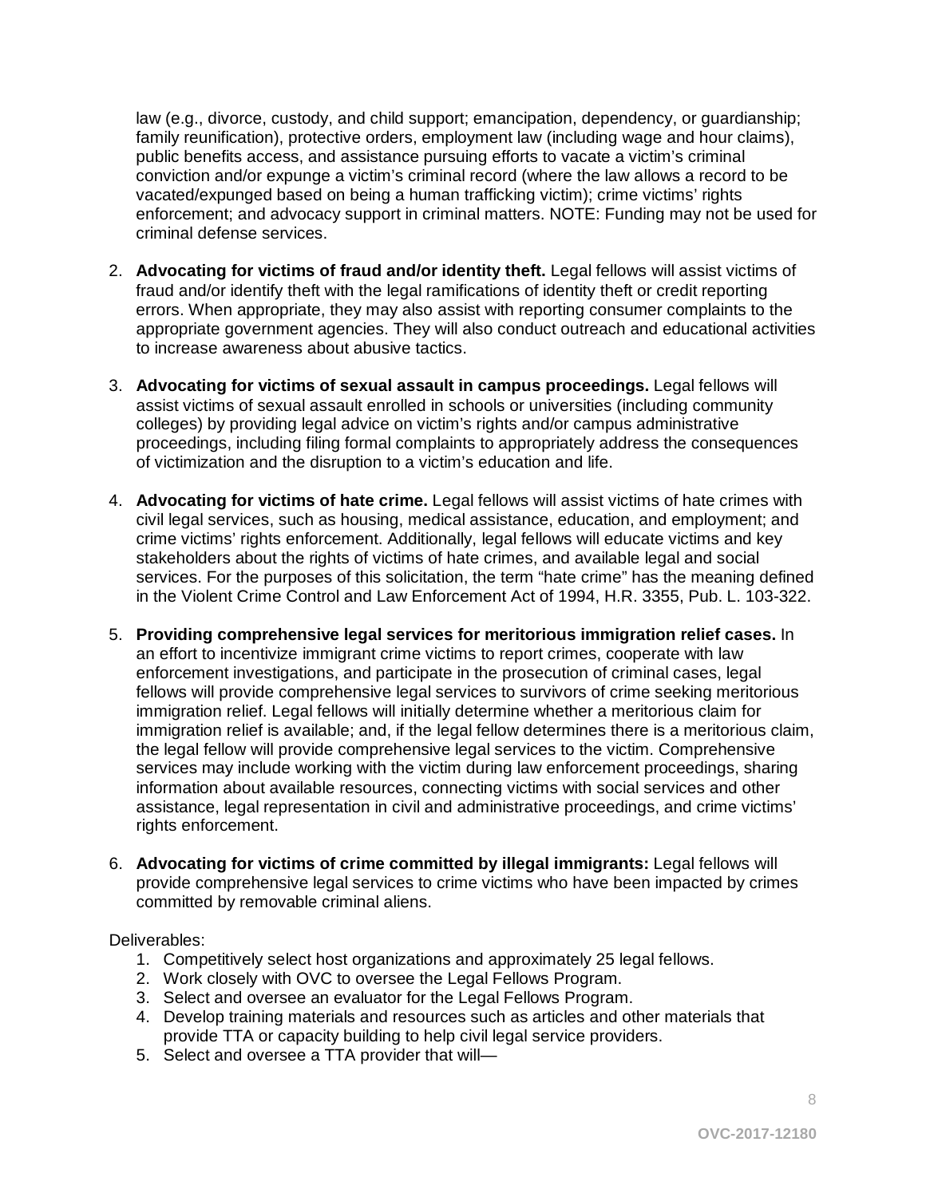law (e.g., divorce, custody, and child support; emancipation, dependency, or guardianship; family reunification), protective orders, employment law (including wage and hour claims), public benefits access, and assistance pursuing efforts to vacate a victim's criminal conviction and/or expunge a victim's criminal record (where the law allows a record to be vacated/expunged based on being a human trafficking victim); crime victims' rights enforcement; and advocacy support in criminal matters. NOTE: Funding may not be used for criminal defense services.

2. **Advocating for victims of fraud and/or identity theft.** Legal fellows will assist victims of fraud and/or identify theft with the legal ramifications of identity theft or credit reporting errors. When appropriate, they may also assist with reporting consumer complaints to the appropriate government agencies. They will also conduct outreach and educational activities to increase awareness about abusive tactics.

3. **Advocating for victims of sexual assault in campus proceedings.** Legal fellows will assist victims of sexual assault enrolled in schools or universities (including community colleges) by providing legal advice on victim's rights and/or campus administrative proceedings, including filing formal complaints to appropriately address the consequences of victimization and the disruption to a victim's education and life.

4. **Advocating for victims of hate crime.** Legal fellows will assist victims of hate crimes with civil legal services, such as housing, medical assistance, education, and employment; and crime victims' rights enforcement. Additionally, legal fellows will educate victims and key stakeholders about the rights of victims of hate crimes, and available legal and social services. For the purposes of this solicitation, the term "hate crime" has the meaning defined in the Violent Crime Control and Law Enforcement Act of 1994, H.R. 3355, Pub. L. 103-322.

5. **Providing comprehensive legal services for meritorious immigration relief cases.** In an effort to incentivize immigrant crime victims to report crimes, cooperate with law enforcement investigations, and participate in the prosecution of criminal cases, legal fellows will provide comprehensive legal services to survivors of crime seeking meritorious immigration relief. Legal fellows will initially determine whether a meritorious claim for immigration relief is available; and, if the legal fellow determines there is a meritorious claim, the legal fellow will provide comprehensive legal services to the victim. Comprehensive services may include working with the victim during law enforcement proceedings, sharing information about available resources, connecting victims with social services and other assistance, legal representation in civil and administrative proceedings, and crime victims' rights enforcement.

6. **Advocating for victims of crime committed by illegal immigrants:** Legal fellows will provide comprehensive legal services to crime victims who have been impacted by crimes committed by removable criminal aliens.

Deliverables:

1. Competitively select host organizations and approximately 25 legal fellows.
2. Work closely with OVC to oversee the Legal Fellows Program.
3. Select and oversee an evaluator for the Legal Fellows Program.
4. Develop training materials and resources such as articles and other materials that provide TTA or capacity building to help civil legal service providers.
5. Select and oversee a TTA provider that will—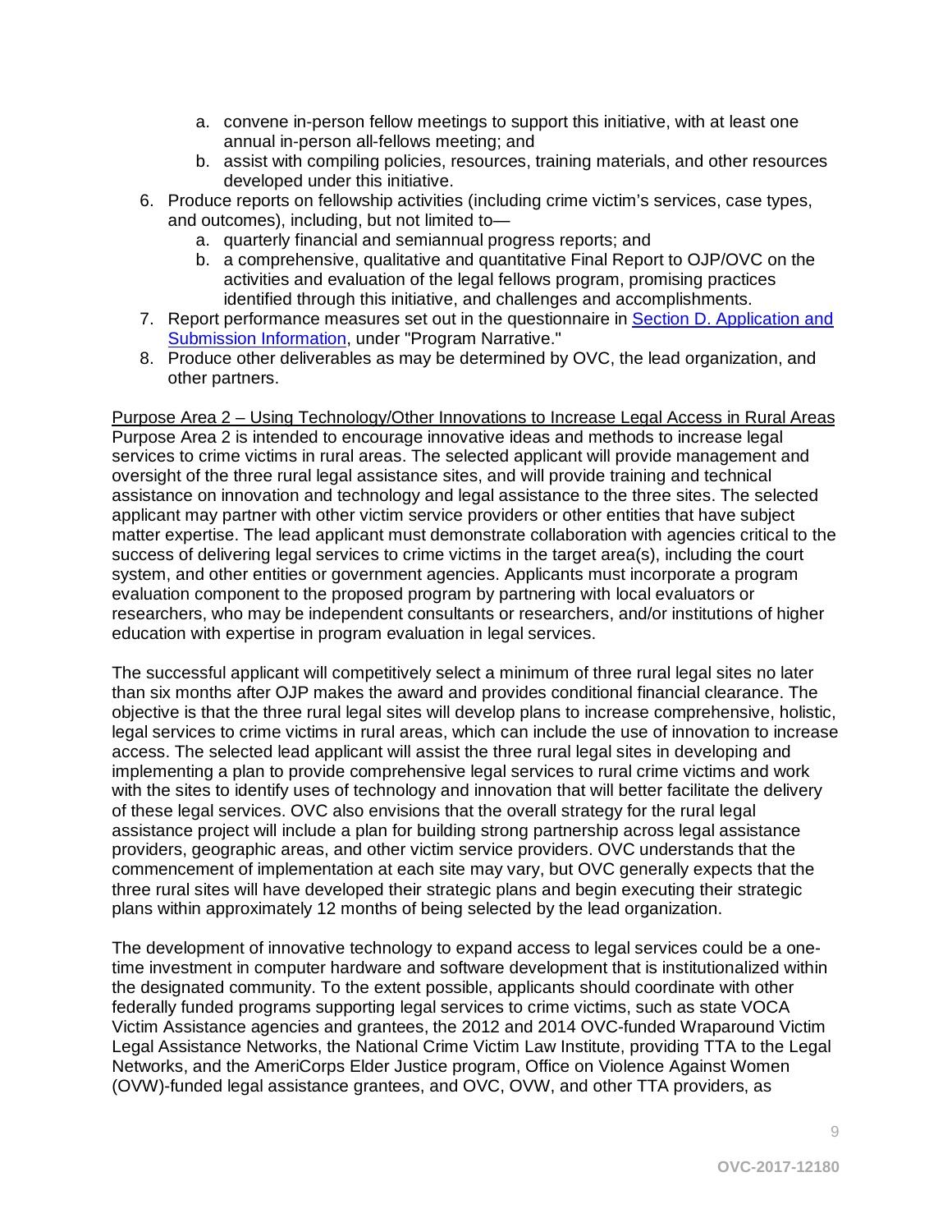a. convene in-person fellow meetings to support this initiative, with at least one annual in-person all-fellows meeting; and
   b. assist with compiling policies, resources, training materials, and other resources developed under this initiative.
6. Produce reports on fellowship activities (including crime victim's services, case types, and outcomes), including, but not limited to—
   a. quarterly financial and semiannual progress reports; and
   b. a comprehensive, qualitative and quantitative Final Report to OJP/OVC on the activities and evaluation of the legal fellows program, promising practices identified through this initiative, and challenges and accomplishments.
7. Report performance measures set out in the questionnaire in [Section D. Application and Submission Information](), under "Program Narrative."
8. Produce other deliverables as may be determined by OVC, the lead organization, and other partners.

<u>Purpose Area 2 – Using Technology/Other Innovations to Increase Legal Access in Rural Areas</u>
Purpose Area 2 is intended to encourage innovative ideas and methods to increase legal services to crime victims in rural areas. The selected applicant will provide management and oversight of the three rural legal assistance sites, and will provide training and technical assistance on innovation and technology and legal assistance to the three sites. The selected applicant may partner with other victim service providers or other entities that have subject matter expertise. The lead applicant must demonstrate collaboration with agencies critical to the success of delivering legal services to crime victims in the target area(s), including the court system, and other entities or government agencies. Applicants must incorporate a program evaluation component to the proposed program by partnering with local evaluators or researchers, who may be independent consultants or researchers, and/or institutions of higher education with expertise in program evaluation in legal services.

The successful applicant will competitively select a minimum of three rural legal sites no later than six months after OJP makes the award and provides conditional financial clearance. The objective is that the three rural legal sites will develop plans to increase comprehensive, holistic, legal services to crime victims in rural areas, which can include the use of innovation to increase access. The selected lead applicant will assist the three rural legal sites in developing and implementing a plan to provide comprehensive legal services to rural crime victims and work with the sites to identify uses of technology and innovation that will better facilitate the delivery of these legal services. OVC also envisions that the overall strategy for the rural legal assistance project will include a plan for building strong partnership across legal assistance providers, geographic areas, and other victim service providers. OVC understands that the commencement of implementation at each site may vary, but OVC generally expects that the three rural sites will have developed their strategic plans and begin executing their strategic plans within approximately 12 months of being selected by the lead organization.

The development of innovative technology to expand access to legal services could be a one-time investment in computer hardware and software development that is institutionalized within the designated community. To the extent possible, applicants should coordinate with other federally funded programs supporting legal services to crime victims, such as state VOCA Victim Assistance agencies and grantees, the 2012 and 2014 OVC-funded Wraparound Victim Legal Assistance Networks, the National Crime Victim Law Institute, providing TTA to the Legal Networks, and the AmeriCorps Elder Justice program, Office on Violence Against Women (OVW)-funded legal assistance grantees, and OVC, OVW, and other TTA providers, as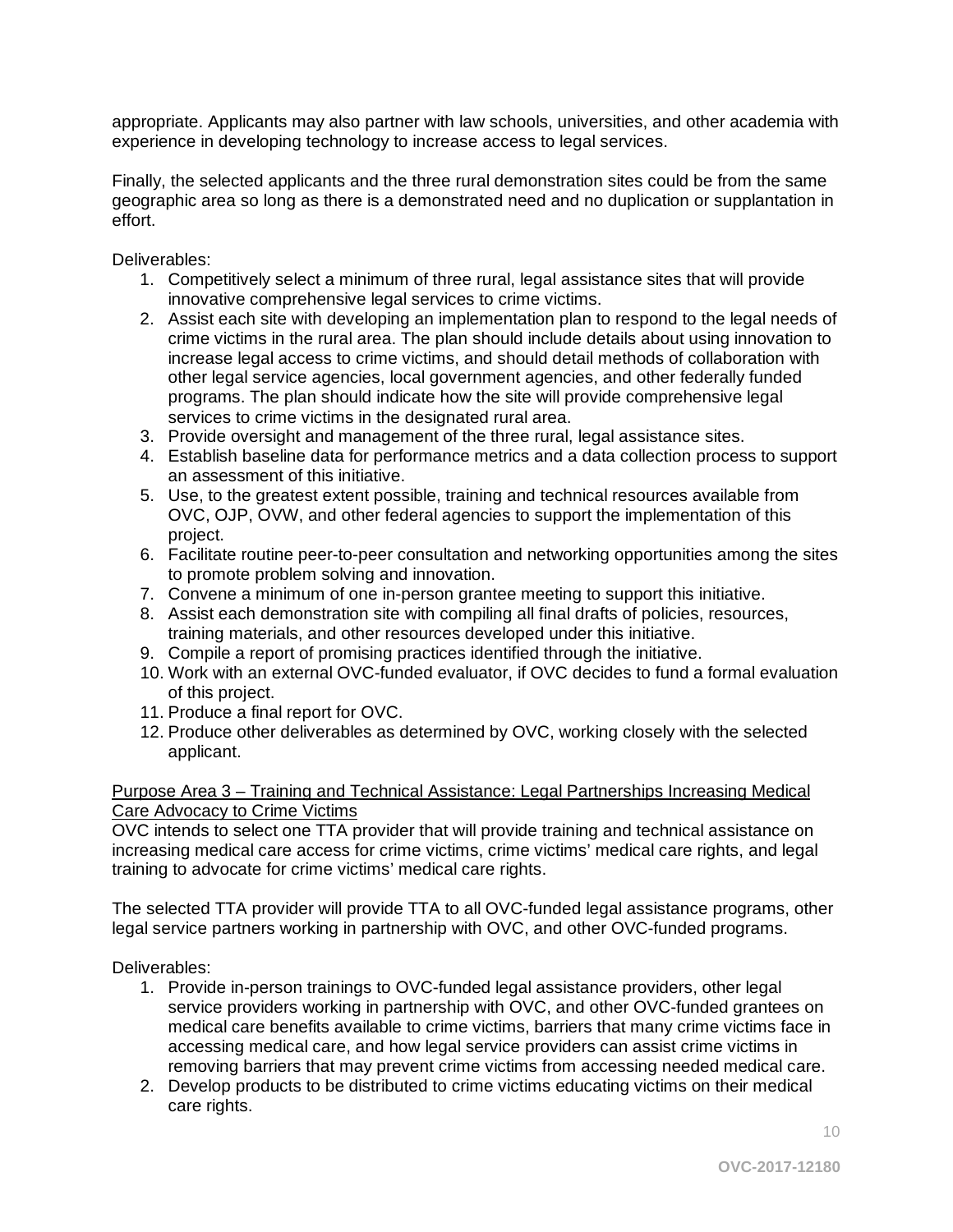appropriate. Applicants may also partner with law schools, universities, and other academia with experience in developing technology to increase access to legal services.

Finally, the selected applicants and the three rural demonstration sites could be from the same geographic area so long as there is a demonstrated need and no duplication or supplantation in effort.

Deliverables:

1. Competitively select a minimum of three rural, legal assistance sites that will provide innovative comprehensive legal services to crime victims.
2. Assist each site with developing an implementation plan to respond to the legal needs of crime victims in the rural area. The plan should include details about using innovation to increase legal access to crime victims, and should detail methods of collaboration with other legal service agencies, local government agencies, and other federally funded programs. The plan should indicate how the site will provide comprehensive legal services to crime victims in the designated rural area.
3. Provide oversight and management of the three rural, legal assistance sites.
4. Establish baseline data for performance metrics and a data collection process to support an assessment of this initiative.
5. Use, to the greatest extent possible, training and technical resources available from OVC, OJP, OVW, and other federal agencies to support the implementation of this project.
6. Facilitate routine peer-to-peer consultation and networking opportunities among the sites to promote problem solving and innovation.
7. Convene a minimum of one in-person grantee meeting to support this initiative.
8. Assist each demonstration site with compiling all final drafts of policies, resources, training materials, and other resources developed under this initiative.
9. Compile a report of promising practices identified through the initiative.
10. Work with an external OVC-funded evaluator, if OVC decides to fund a formal evaluation of this project.
11. Produce a final report for OVC.
12. Produce other deliverables as determined by OVC, working closely with the selected applicant.

<u>Purpose Area 3 – Training and Technical Assistance: Legal Partnerships Increasing Medical Care Advocacy to Crime Victims</u>

OVC intends to select one TTA provider that will provide training and technical assistance on increasing medical care access for crime victims, crime victims' medical care rights, and legal training to advocate for crime victims' medical care rights.

The selected TTA provider will provide TTA to all OVC-funded legal assistance programs, other legal service partners working in partnership with OVC, and other OVC-funded programs.

Deliverables:

1. Provide in-person trainings to OVC-funded legal assistance providers, other legal service providers working in partnership with OVC, and other OVC-funded grantees on medical care benefits available to crime victims, barriers that many crime victims face in accessing medical care, and how legal service providers can assist crime victims in removing barriers that may prevent crime victims from accessing needed medical care.
2. Develop products to be distributed to crime victims educating victims on their medical care rights.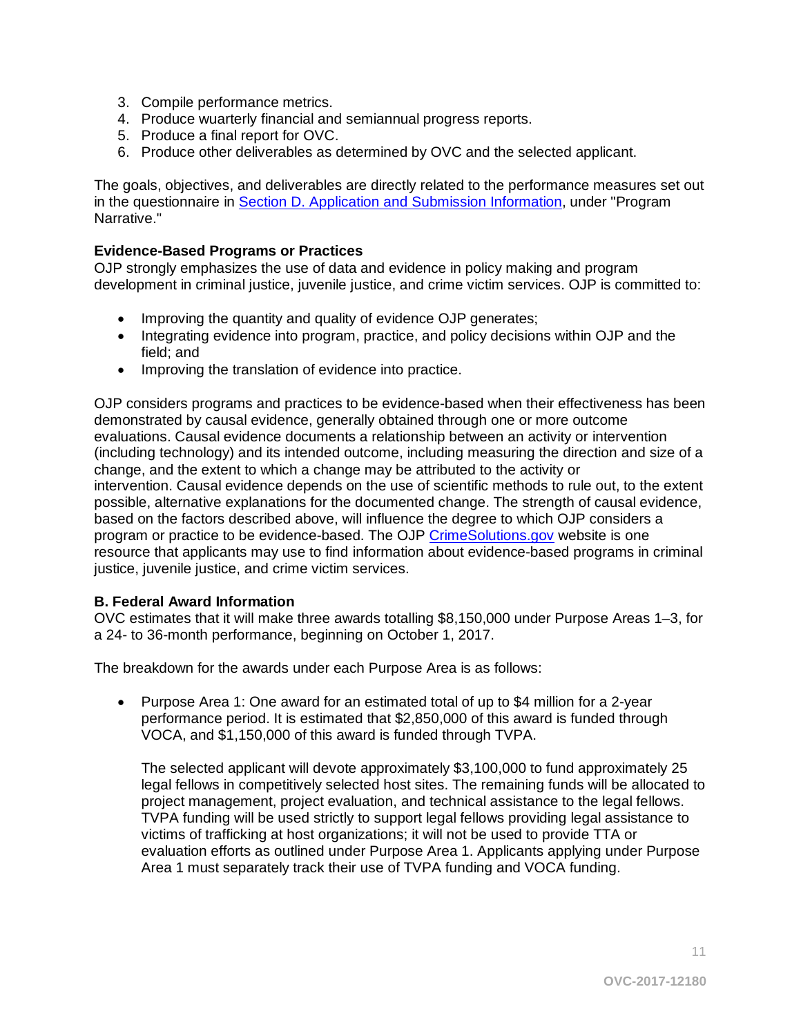3. Compile performance metrics.
4. Produce wuarterly financial and semiannual progress reports.
5. Produce a final report for OVC.
6. Produce other deliverables as determined by OVC and the selected applicant.

The goals, objectives, and deliverables are directly related to the performance measures set out in the questionnaire in Section D. Application and Submission Information, under "Program Narrative."

**Evidence-Based Programs or Practices**

OJP strongly emphasizes the use of data and evidence in policy making and program development in criminal justice, juvenile justice, and crime victim services. OJP is committed to:

- Improving the quantity and quality of evidence OJP generates;
- Integrating evidence into program, practice, and policy decisions within OJP and the field; and
- Improving the translation of evidence into practice.

OJP considers programs and practices to be evidence-based when their effectiveness has been demonstrated by causal evidence, generally obtained through one or more outcome evaluations. Causal evidence documents a relationship between an activity or intervention (including technology) and its intended outcome, including measuring the direction and size of a change, and the extent to which a change may be attributed to the activity or intervention. Causal evidence depends on the use of scientific methods to rule out, to the extent possible, alternative explanations for the documented change. The strength of causal evidence, based on the factors described above, will influence the degree to which OJP considers a program or practice to be evidence-based. The OJP CrimeSolutions.gov website is one resource that applicants may use to find information about evidence-based programs in criminal justice, juvenile justice, and crime victim services.

**B. Federal Award Information**

OVC estimates that it will make three awards totalling $8,150,000 under Purpose Areas 1–3, for a 24- to 36-month performance, beginning on October 1, 2017.

The breakdown for the awards under each Purpose Area is as follows:

- Purpose Area 1: One award for an estimated total of up to $4 million for a 2-year performance period. It is estimated that $2,850,000 of this award is funded through VOCA, and $1,150,000 of this award is funded through TVPA.

  The selected applicant will devote approximately $3,100,000 to fund approximately 25 legal fellows in competitively selected host sites. The remaining funds will be allocated to project management, project evaluation, and technical assistance to the legal fellows. TVPA funding will be used strictly to support legal fellows providing legal assistance to victims of trafficking at host organizations; it will not be used to provide TTA or evaluation efforts as outlined under Purpose Area 1. Applicants applying under Purpose Area 1 must separately track their use of TVPA funding and VOCA funding.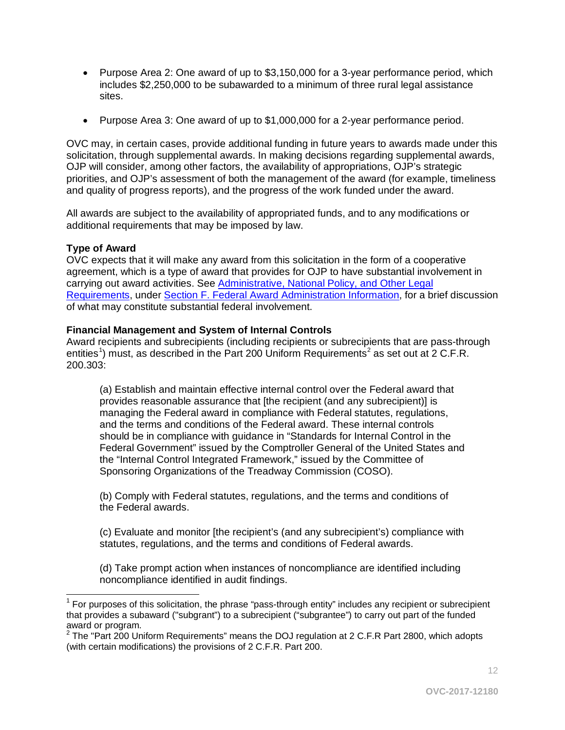- Purpose Area 2: One award of up to $3,150,000 for a 3-year performance period, which includes $2,250,000 to be subawarded to a minimum of three rural legal assistance sites.

- Purpose Area 3: One award of up to $1,000,000 for a 2-year performance period.

OVC may, in certain cases, provide additional funding in future years to awards made under this solicitation, through supplemental awards. In making decisions regarding supplemental awards, OJP will consider, among other factors, the availability of appropriations, OJP's strategic priorities, and OJP's assessment of both the management of the award (for example, timeliness and quality of progress reports), and the progress of the work funded under the award.

All awards are subject to the availability of appropriated funds, and to any modifications or additional requirements that may be imposed by law.

**Type of Award**
OVC expects that it will make any award from this solicitation in the form of a cooperative agreement, which is a type of award that provides for OJP to have substantial involvement in carrying out award activities. See Administrative, National Policy, and Other Legal Requirements, under Section F. Federal Award Administration Information, for a brief discussion of what may constitute substantial federal involvement.

**Financial Management and System of Internal Controls**
Award recipients and subrecipients (including recipients or subrecipients that are pass-through entities[1]) must, as described in the Part 200 Uniform Requirements[2] as set out at 2 C.F.R. 200.303:

> (a) Establish and maintain effective internal control over the Federal award that provides reasonable assurance that [the recipient (and any subrecipient)] is managing the Federal award in compliance with Federal statutes, regulations, and the terms and conditions of the Federal award. These internal controls should be in compliance with guidance in "Standards for Internal Control in the Federal Government" issued by the Comptroller General of the United States and the "Internal Control Integrated Framework," issued by the Committee of Sponsoring Organizations of the Treadway Commission (COSO).
>
> (b) Comply with Federal statutes, regulations, and the terms and conditions of the Federal awards.
>
> (c) Evaluate and monitor [the recipient's (and any subrecipient's) compliance with statutes, regulations, and the terms and conditions of Federal awards.
>
> (d) Take prompt action when instances of noncompliance are identified including noncompliance identified in audit findings.

---

[1] For purposes of this solicitation, the phrase "pass-through entity" includes any recipient or subrecipient that provides a subaward ("subgrant") to a subrecipient ("subgrantee") to carry out part of the funded award or program.

[2] The "Part 200 Uniform Requirements" means the DOJ regulation at 2 C.F.R Part 2800, which adopts (with certain modifications) the provisions of 2 C.F.R. Part 200.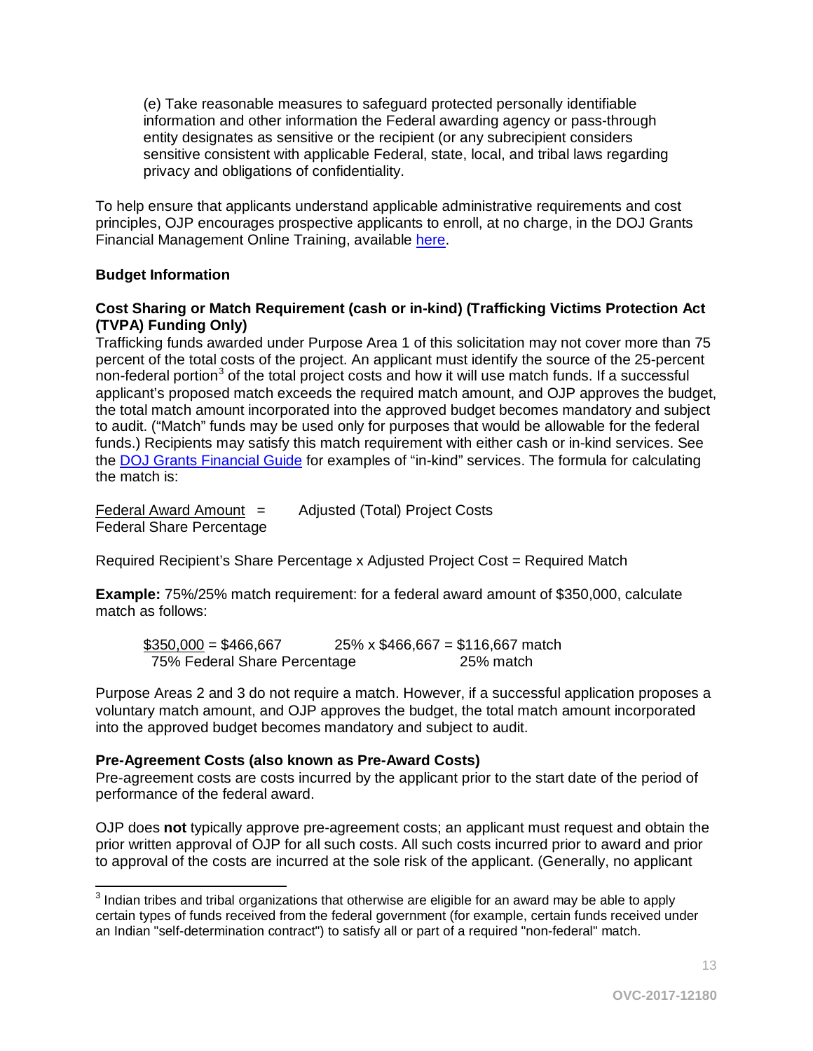(e) Take reasonable measures to safeguard protected personally identifiable information and other information the Federal awarding agency or pass-through entity designates as sensitive or the recipient (or any subrecipient considers sensitive consistent with applicable Federal, state, local, and tribal laws regarding privacy and obligations of confidentiality.

To help ensure that applicants understand applicable administrative requirements and cost principles, OJP encourages prospective applicants to enroll, at no charge, in the DOJ Grants Financial Management Online Training, available here.

**Budget Information**

**Cost Sharing or Match Requirement (cash or in-kind) (Trafficking Victims Protection Act (TVPA) Funding Only)**

Trafficking funds awarded under Purpose Area 1 of this solicitation may not cover more than 75 percent of the total costs of the project. An applicant must identify the source of the 25-percent non-federal portion[3] of the total project costs and how it will use match funds. If a successful applicant's proposed match exceeds the required match amount, and OJP approves the budget, the total match amount incorporated into the approved budget becomes mandatory and subject to audit. ("Match" funds may be used only for purposes that would be allowable for the federal funds.) Recipients may satisfy this match requirement with either cash or in-kind services. See the DOJ Grants Financial Guide for examples of "in-kind" services. The formula for calculating the match is:

$$\frac{\text{Federal Award Amount}}{\text{Federal Share Percentage}} = \text{Adjusted (Total) Project Costs}$$

Required Recipient's Share Percentage x Adjusted Project Cost = Required Match

**Example:** 75%/25% match requirement: for a federal award amount of \$350,000, calculate match as follows:

$$\frac{\$350{,}000}{75\%\ \text{Federal Share Percentage}} = \$466{,}667 \qquad \frac{25\% \times \$466{,}667 = \$116{,}667\ \text{match}}{25\%\ \text{match}}$$

Purpose Areas 2 and 3 do not require a match. However, if a successful application proposes a voluntary match amount, and OJP approves the budget, the total match amount incorporated into the approved budget becomes mandatory and subject to audit.

**Pre-Agreement Costs (also known as Pre-Award Costs)**

Pre-agreement costs are costs incurred by the applicant prior to the start date of the period of performance of the federal award.

OJP does **not** typically approve pre-agreement costs; an applicant must request and obtain the prior written approval of OJP for all such costs. All such costs incurred prior to award and prior to approval of the costs are incurred at the sole risk of the applicant. (Generally, no applicant

---

[3] Indian tribes and tribal organizations that otherwise are eligible for an award may be able to apply certain types of funds received from the federal government (for example, certain funds received under an Indian "self-determination contract") to satisfy all or part of a required "non-federal" match.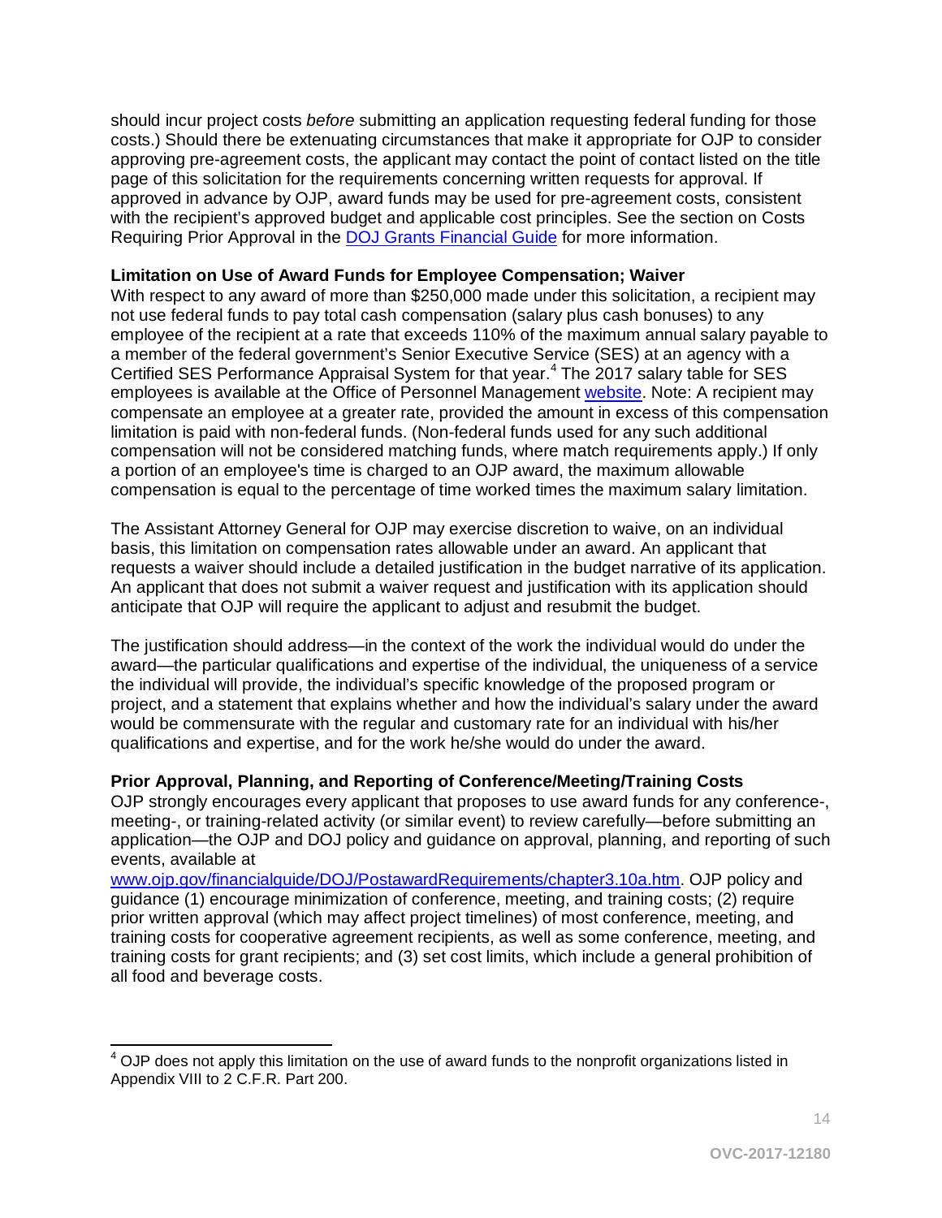should incur project costs *before* submitting an application requesting federal funding for those costs.) Should there be extenuating circumstances that make it appropriate for OJP to consider approving pre-agreement costs, the applicant may contact the point of contact listed on the title page of this solicitation for the requirements concerning written requests for approval. If approved in advance by OJP, award funds may be used for pre-agreement costs, consistent with the recipient's approved budget and applicable cost principles. See the section on Costs Requiring Prior Approval in the [DOJ Grants Financial Guide](DOJ Grants Financial Guide) for more information.

**Limitation on Use of Award Funds for Employee Compensation; Waiver**

With respect to any award of more than $250,000 made under this solicitation, a recipient may not use federal funds to pay total cash compensation (salary plus cash bonuses) to any employee of the recipient at a rate that exceeds 110% of the maximum annual salary payable to a member of the federal government's Senior Executive Service (SES) at an agency with a Certified SES Performance Appraisal System for that year.[4] The 2017 salary table for SES employees is available at the Office of Personnel Management website. Note: A recipient may compensate an employee at a greater rate, provided the amount in excess of this compensation limitation is paid with non-federal funds. (Non-federal funds used for any such additional compensation will not be considered matching funds, where match requirements apply.) If only a portion of an employee's time is charged to an OJP award, the maximum allowable compensation is equal to the percentage of time worked times the maximum salary limitation.

The Assistant Attorney General for OJP may exercise discretion to waive, on an individual basis, this limitation on compensation rates allowable under an award. An applicant that requests a waiver should include a detailed justification in the budget narrative of its application. An applicant that does not submit a waiver request and justification with its application should anticipate that OJP will require the applicant to adjust and resubmit the budget.

The justification should address—in the context of the work the individual would do under the award—the particular qualifications and expertise of the individual, the uniqueness of a service the individual will provide, the individual's specific knowledge of the proposed program or project, and a statement that explains whether and how the individual's salary under the award would be commensurate with the regular and customary rate for an individual with his/her qualifications and expertise, and for the work he/she would do under the award.

**Prior Approval, Planning, and Reporting of Conference/Meeting/Training Costs**

OJP strongly encourages every applicant that proposes to use award funds for any conference-, meeting-, or training-related activity (or similar event) to review carefully—before submitting an application—the OJP and DOJ policy and guidance on approval, planning, and reporting of such events, available at www.ojp.gov/financialguide/DOJ/PostawardRequirements/chapter3.10a.htm. OJP policy and guidance (1) encourage minimization of conference, meeting, and training costs; (2) require prior written approval (which may affect project timelines) of most conference, meeting, and training costs for cooperative agreement recipients, as well as some conference, meeting, and training costs for grant recipients; and (3) set cost limits, which include a general prohibition of all food and beverage costs.

---

[4] OJP does not apply this limitation on the use of award funds to the nonprofit organizations listed in Appendix VIII to 2 C.F.R. Part 200.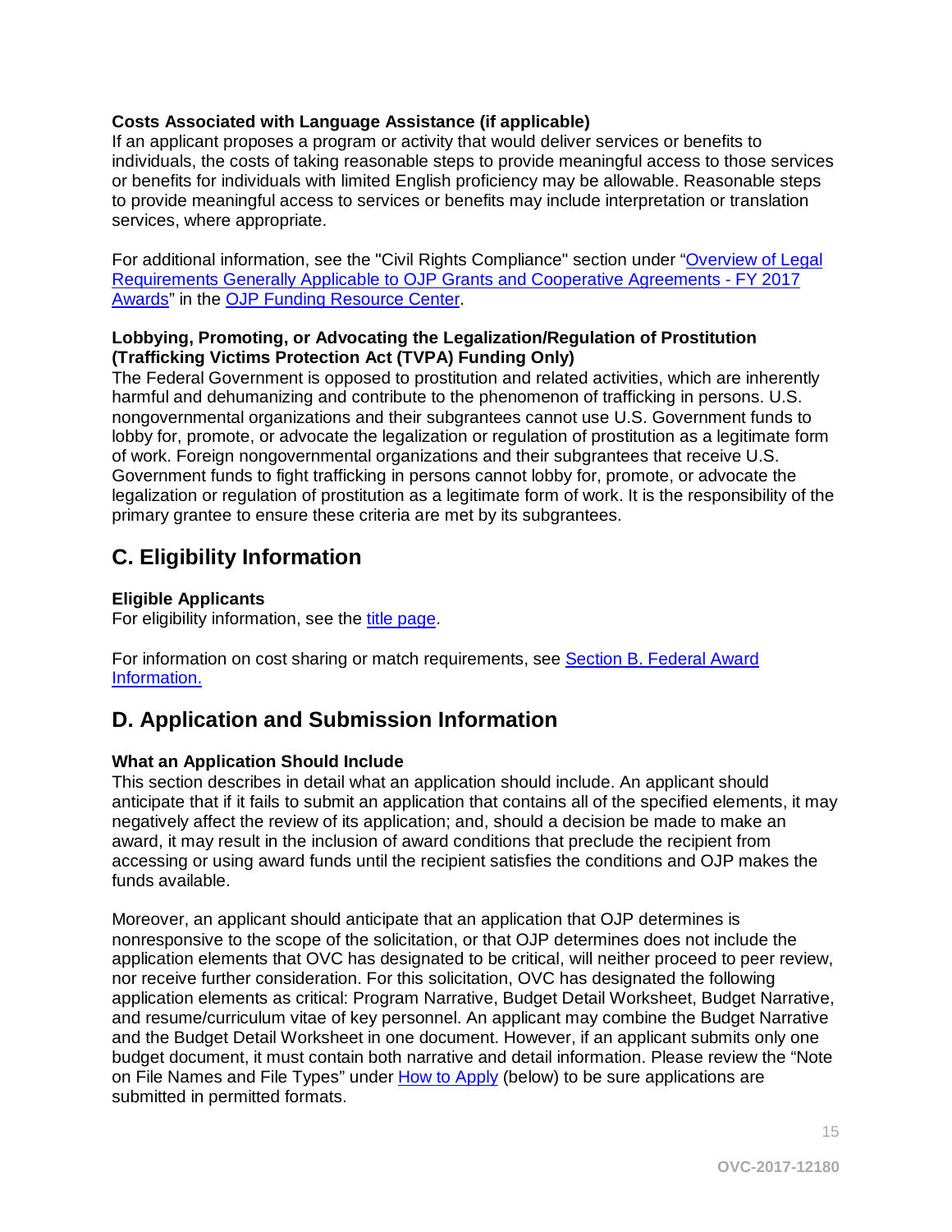**Costs Associated with Language Assistance (if applicable)**
If an applicant proposes a program or activity that would deliver services or benefits to individuals, the costs of taking reasonable steps to provide meaningful access to those services or benefits for individuals with limited English proficiency may be allowable. Reasonable steps to provide meaningful access to services or benefits may include interpretation or translation services, where appropriate.

For additional information, see the "Civil Rights Compliance" section under "Overview of Legal Requirements Generally Applicable to OJP Grants and Cooperative Agreements - FY 2017 Awards" in the OJP Funding Resource Center.

**Lobbying, Promoting, or Advocating the Legalization/Regulation of Prostitution (Trafficking Victims Protection Act (TVPA) Funding Only)**
The Federal Government is opposed to prostitution and related activities, which are inherently harmful and dehumanizing and contribute to the phenomenon of trafficking in persons. U.S. nongovernmental organizations and their subgrantees cannot use U.S. Government funds to lobby for, promote, or advocate the legalization or regulation of prostitution as a legitimate form of work. Foreign nongovernmental organizations and their subgrantees that receive U.S. Government funds to fight trafficking in persons cannot lobby for, promote, or advocate the legalization or regulation of prostitution as a legitimate form of work. It is the responsibility of the primary grantee to ensure these criteria are met by its subgrantees.

## C. Eligibility Information

**Eligible Applicants**
For eligibility information, see the title page.

For information on cost sharing or match requirements, see Section B. Federal Award Information.

## D. Application and Submission Information

**What an Application Should Include**
This section describes in detail what an application should include. An applicant should anticipate that if it fails to submit an application that contains all of the specified elements, it may negatively affect the review of its application; and, should a decision be made to make an award, it may result in the inclusion of award conditions that preclude the recipient from accessing or using award funds until the recipient satisfies the conditions and OJP makes the funds available.

Moreover, an applicant should anticipate that an application that OJP determines is nonresponsive to the scope of the solicitation, or that OJP determines does not include the application elements that OVC has designated to be critical, will neither proceed to peer review, nor receive further consideration. For this solicitation, OVC has designated the following application elements as critical: Program Narrative, Budget Detail Worksheet, Budget Narrative, and resume/curriculum vitae of key personnel. An applicant may combine the Budget Narrative and the Budget Detail Worksheet in one document. However, if an applicant submits only one budget document, it must contain both narrative and detail information. Please review the "Note on File Names and File Types" under How to Apply (below) to be sure applications are submitted in permitted formats.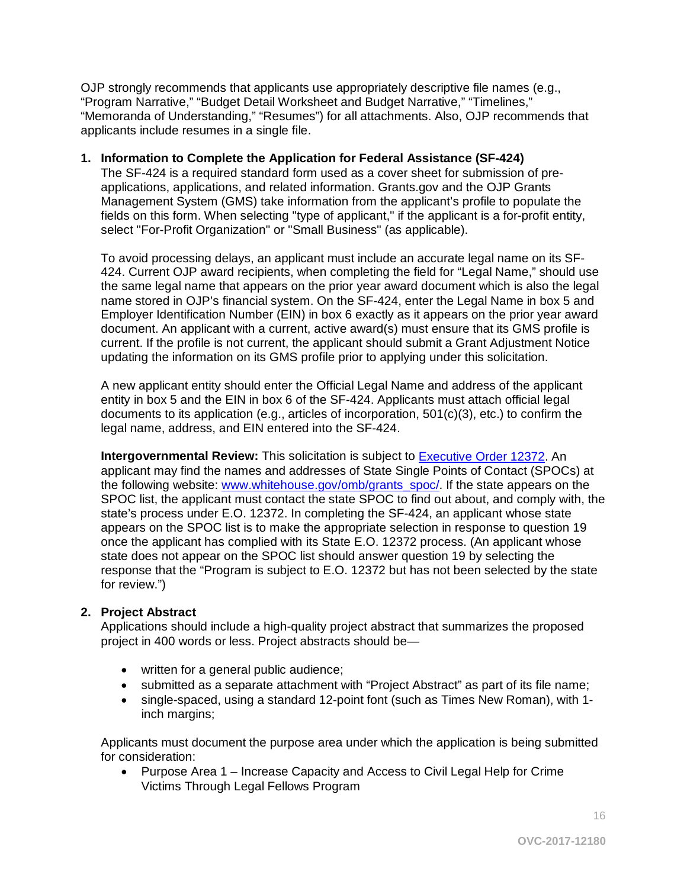OJP strongly recommends that applicants use appropriately descriptive file names (e.g., “Program Narrative,” “Budget Detail Worksheet and Budget Narrative,” “Timelines,” “Memoranda of Understanding,” “Resumes”) for all attachments. Also, OJP recommends that applicants include resumes in a single file.

1. **Information to Complete the Application for Federal Assistance (SF-424)**

   The SF-424 is a required standard form used as a cover sheet for submission of pre-applications, applications, and related information. Grants.gov and the OJP Grants Management System (GMS) take information from the applicant’s profile to populate the fields on this form. When selecting "type of applicant," if the applicant is a for-profit entity, select "For-Profit Organization" or "Small Business" (as applicable).

   To avoid processing delays, an applicant must include an accurate legal name on its SF-424. Current OJP award recipients, when completing the field for “Legal Name,” should use the same legal name that appears on the prior year award document which is also the legal name stored in OJP’s financial system. On the SF-424, enter the Legal Name in box 5 and Employer Identification Number (EIN) in box 6 exactly as it appears on the prior year award document. An applicant with a current, active award(s) must ensure that its GMS profile is current. If the profile is not current, the applicant should submit a Grant Adjustment Notice updating the information on its GMS profile prior to applying under this solicitation.

   A new applicant entity should enter the Official Legal Name and address of the applicant entity in box 5 and the EIN in box 6 of the SF-424. Applicants must attach official legal documents to its application (e.g., articles of incorporation, 501(c)(3), etc.) to confirm the legal name, address, and EIN entered into the SF-424.

   **Intergovernmental Review:** This solicitation is subject to [Executive Order 12372](). An applicant may find the names and addresses of State Single Points of Contact (SPOCs) at the following website: [www.whitehouse.gov/omb/grants_spoc/](). If the state appears on the SPOC list, the applicant must contact the state SPOC to find out about, and comply with, the state’s process under E.O. 12372. In completing the SF-424, an applicant whose state appears on the SPOC list is to make the appropriate selection in response to question 19 once the applicant has complied with its State E.O. 12372 process. (An applicant whose state does not appear on the SPOC list should answer question 19 by selecting the response that the “Program is subject to E.O. 12372 but has not been selected by the state for review.”)

2. **Project Abstract**

   Applications should include a high-quality project abstract that summarizes the proposed project in 400 words or less. Project abstracts should be—

   - written for a general public audience;
   - submitted as a separate attachment with “Project Abstract” as part of its file name;
   - single-spaced, using a standard 12-point font (such as Times New Roman), with 1-inch margins;

   Applicants must document the purpose area under which the application is being submitted for consideration:

   - Purpose Area 1 – Increase Capacity and Access to Civil Legal Help for Crime Victims Through Legal Fellows Program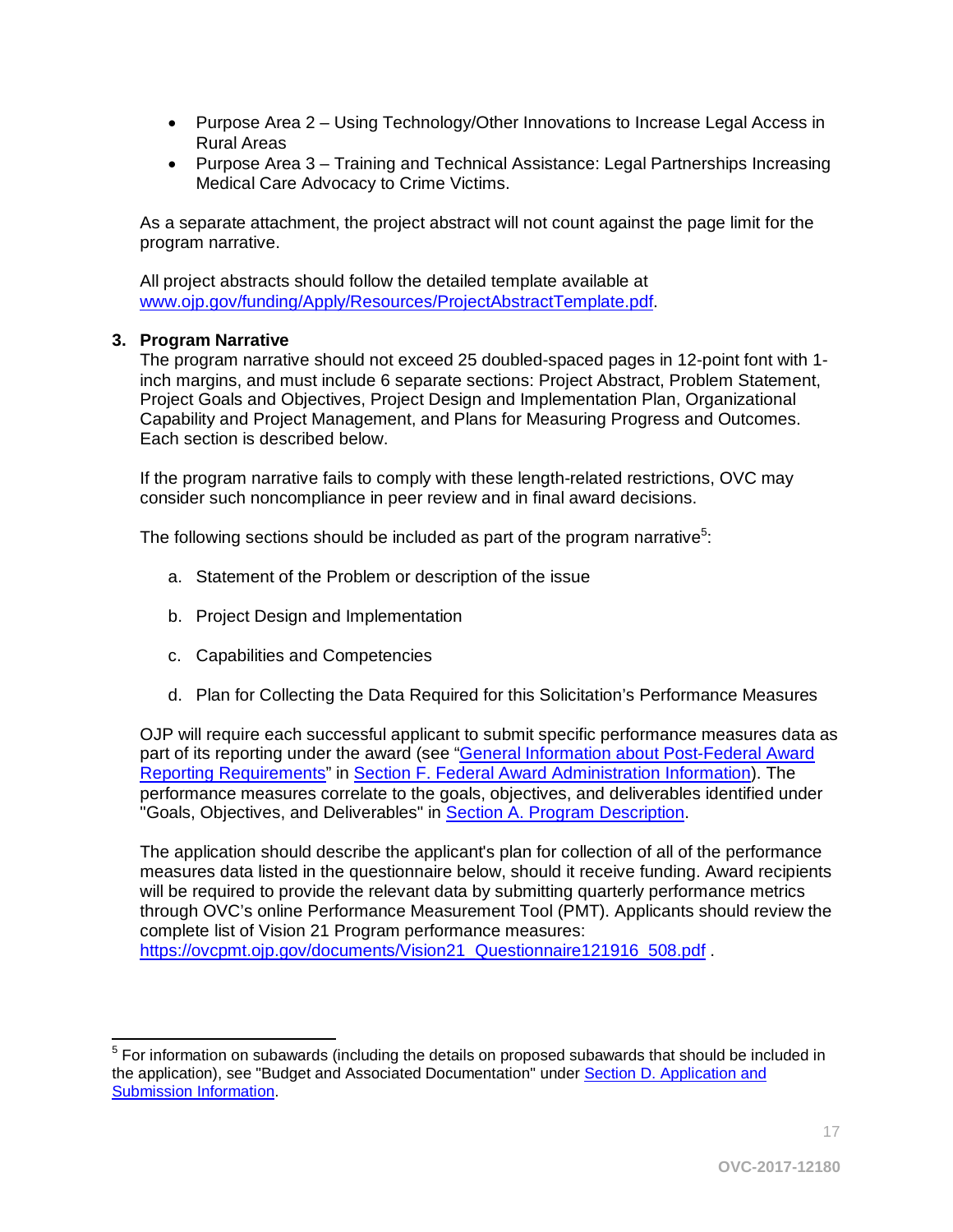- Purpose Area 2 – Using Technology/Other Innovations to Increase Legal Access in Rural Areas
- Purpose Area 3 – Training and Technical Assistance: Legal Partnerships Increasing Medical Care Advocacy to Crime Victims.

As a separate attachment, the project abstract will not count against the page limit for the program narrative.

All project abstracts should follow the detailed template available at [www.ojp.gov/funding/Apply/Resources/ProjectAbstractTemplate.pdf](www.ojp.gov/funding/Apply/Resources/ProjectAbstractTemplate.pdf).

**3. Program Narrative**

The program narrative should not exceed 25 doubled-spaced pages in 12-point font with 1-inch margins, and must include 6 separate sections: Project Abstract, Problem Statement, Project Goals and Objectives, Project Design and Implementation Plan, Organizational Capability and Project Management, and Plans for Measuring Progress and Outcomes. Each section is described below.

If the program narrative fails to comply with these length-related restrictions, OVC may consider such noncompliance in peer review and in final award decisions.

The following sections should be included as part of the program narrative[5]:

a. Statement of the Problem or description of the issue

b. Project Design and Implementation

c. Capabilities and Competencies

d. Plan for Collecting the Data Required for this Solicitation's Performance Measures

OJP will require each successful applicant to submit specific performance measures data as part of its reporting under the award (see "General Information about Post-Federal Award Reporting Requirements" in Section F. Federal Award Administration Information). The performance measures correlate to the goals, objectives, and deliverables identified under "Goals, Objectives, and Deliverables" in Section A. Program Description.

The application should describe the applicant's plan for collection of all of the performance measures data listed in the questionnaire below, should it receive funding. Award recipients will be required to provide the relevant data by submitting quarterly performance metrics through OVC's online Performance Measurement Tool (PMT). Applicants should review the complete list of Vision 21 Program performance measures: [https://ovcpmt.ojp.gov/documents/Vision21_Questionnaire121916_508.pdf](https://ovcpmt.ojp.gov/documents/Vision21_Questionnaire121916_508.pdf) .

---

[5] For information on subawards (including the details on proposed subawards that should be included in the application), see "Budget and Associated Documentation" under Section D. Application and Submission Information.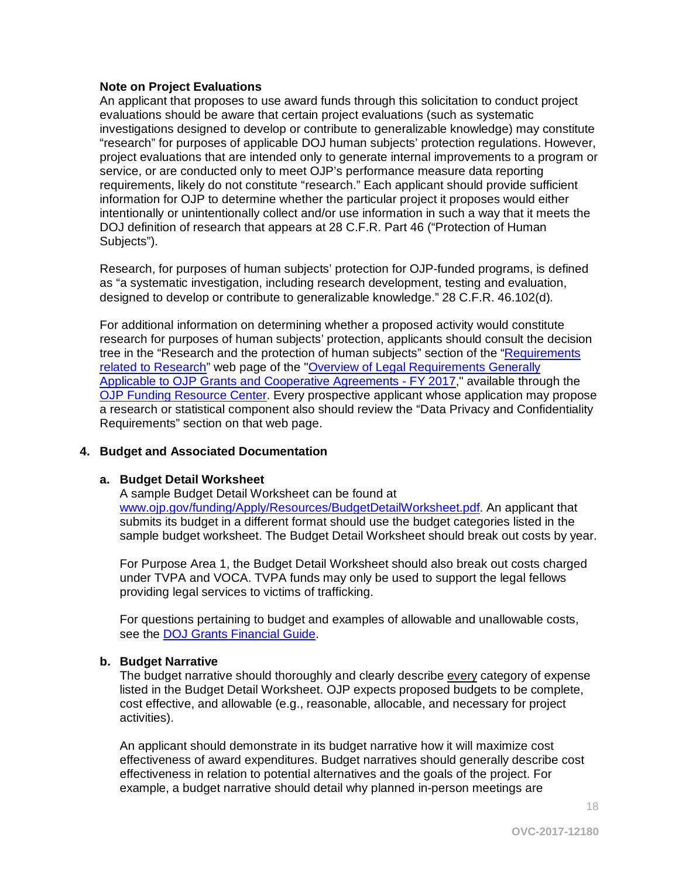**Note on Project Evaluations**
An applicant that proposes to use award funds through this solicitation to conduct project evaluations should be aware that certain project evaluations (such as systematic investigations designed to develop or contribute to generalizable knowledge) may constitute "research" for purposes of applicable DOJ human subjects' protection regulations. However, project evaluations that are intended only to generate internal improvements to a program or service, or are conducted only to meet OJP's performance measure data reporting requirements, likely do not constitute "research." Each applicant should provide sufficient information for OJP to determine whether the particular project it proposes would either intentionally or unintentionally collect and/or use information in such a way that it meets the DOJ definition of research that appears at 28 C.F.R. Part 46 ("Protection of Human Subjects").

Research, for purposes of human subjects' protection for OJP-funded programs, is defined as "a systematic investigation, including research development, testing and evaluation, designed to develop or contribute to generalizable knowledge." 28 C.F.R. 46.102(d).

For additional information on determining whether a proposed activity would constitute research for purposes of human subjects' protection, applicants should consult the decision tree in the "Research and the protection of human subjects" section of the "Requirements related to Research" web page of the "Overview of Legal Requirements Generally Applicable to OJP Grants and Cooperative Agreements - FY 2017," available through the OJP Funding Resource Center. Every prospective applicant whose application may propose a research or statistical component also should review the "Data Privacy and Confidentiality Requirements" section on that web page.

**4. Budget and Associated Documentation**

**a. Budget Detail Worksheet**
A sample Budget Detail Worksheet can be found at www.ojp.gov/funding/Apply/Resources/BudgetDetailWorksheet.pdf. An applicant that submits its budget in a different format should use the budget categories listed in the sample budget worksheet. The Budget Detail Worksheet should break out costs by year.

For Purpose Area 1, the Budget Detail Worksheet should also break out costs charged under TVPA and VOCA. TVPA funds may only be used to support the legal fellows providing legal services to victims of trafficking.

For questions pertaining to budget and examples of allowable and unallowable costs, see the DOJ Grants Financial Guide.

**b. Budget Narrative**
The budget narrative should thoroughly and clearly describe every category of expense listed in the Budget Detail Worksheet. OJP expects proposed budgets to be complete, cost effective, and allowable (e.g., reasonable, allocable, and necessary for project activities).

An applicant should demonstrate in its budget narrative how it will maximize cost effectiveness of award expenditures. Budget narratives should generally describe cost effectiveness in relation to potential alternatives and the goals of the project. For example, a budget narrative should detail why planned in-person meetings are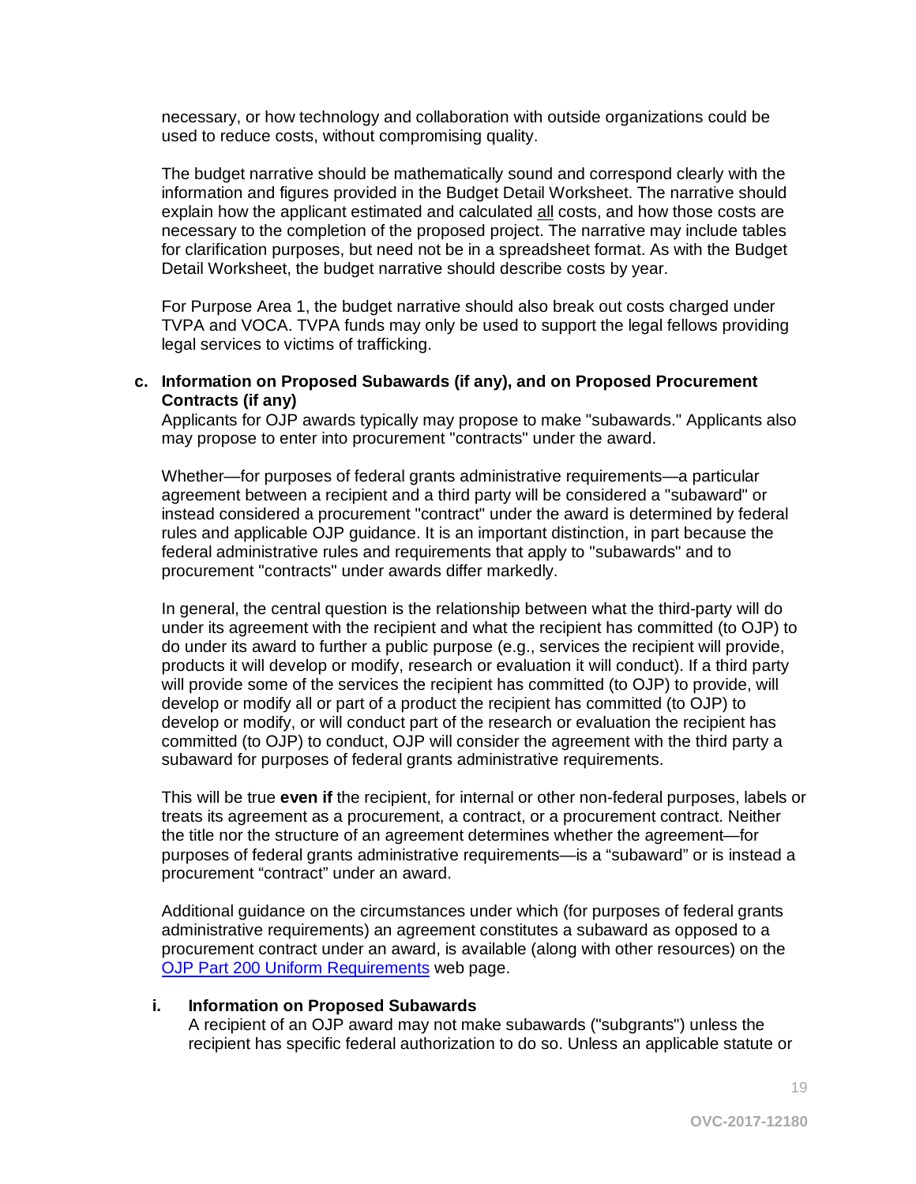necessary, or how technology and collaboration with outside organizations could be used to reduce costs, without compromising quality.

The budget narrative should be mathematically sound and correspond clearly with the information and figures provided in the Budget Detail Worksheet. The narrative should explain how the applicant estimated and calculated all costs, and how those costs are necessary to the completion of the proposed project. The narrative may include tables for clarification purposes, but need not be in a spreadsheet format. As with the Budget Detail Worksheet, the budget narrative should describe costs by year.

For Purpose Area 1, the budget narrative should also break out costs charged under TVPA and VOCA. TVPA funds may only be used to support the legal fellows providing legal services to victims of trafficking.

**c. Information on Proposed Subawards (if any), and on Proposed Procurement Contracts (if any)**

Applicants for OJP awards typically may propose to make "subawards." Applicants also may propose to enter into procurement "contracts" under the award.

Whether—for purposes of federal grants administrative requirements—a particular agreement between a recipient and a third party will be considered a "subaward" or instead considered a procurement "contract" under the award is determined by federal rules and applicable OJP guidance. It is an important distinction, in part because the federal administrative rules and requirements that apply to "subawards" and to procurement "contracts" under awards differ markedly.

In general, the central question is the relationship between what the third-party will do under its agreement with the recipient and what the recipient has committed (to OJP) to do under its award to further a public purpose (e.g., services the recipient will provide, products it will develop or modify, research or evaluation it will conduct). If a third party will provide some of the services the recipient has committed (to OJP) to provide, will develop or modify all or part of a product the recipient has committed (to OJP) to develop or modify, or will conduct part of the research or evaluation the recipient has committed (to OJP) to conduct, OJP will consider the agreement with the third party a subaward for purposes of federal grants administrative requirements.

This will be true **even if** the recipient, for internal or other non-federal purposes, labels or treats its agreement as a procurement, a contract, or a procurement contract. Neither the title nor the structure of an agreement determines whether the agreement—for purposes of federal grants administrative requirements—is a "subaward" or is instead a procurement "contract" under an award.

Additional guidance on the circumstances under which (for purposes of federal grants administrative requirements) an agreement constitutes a subaward as opposed to a procurement contract under an award, is available (along with other resources) on the OJP Part 200 Uniform Requirements web page.

**i. Information on Proposed Subawards**

A recipient of an OJP award may not make subawards ("subgrants") unless the recipient has specific federal authorization to do so. Unless an applicable statute or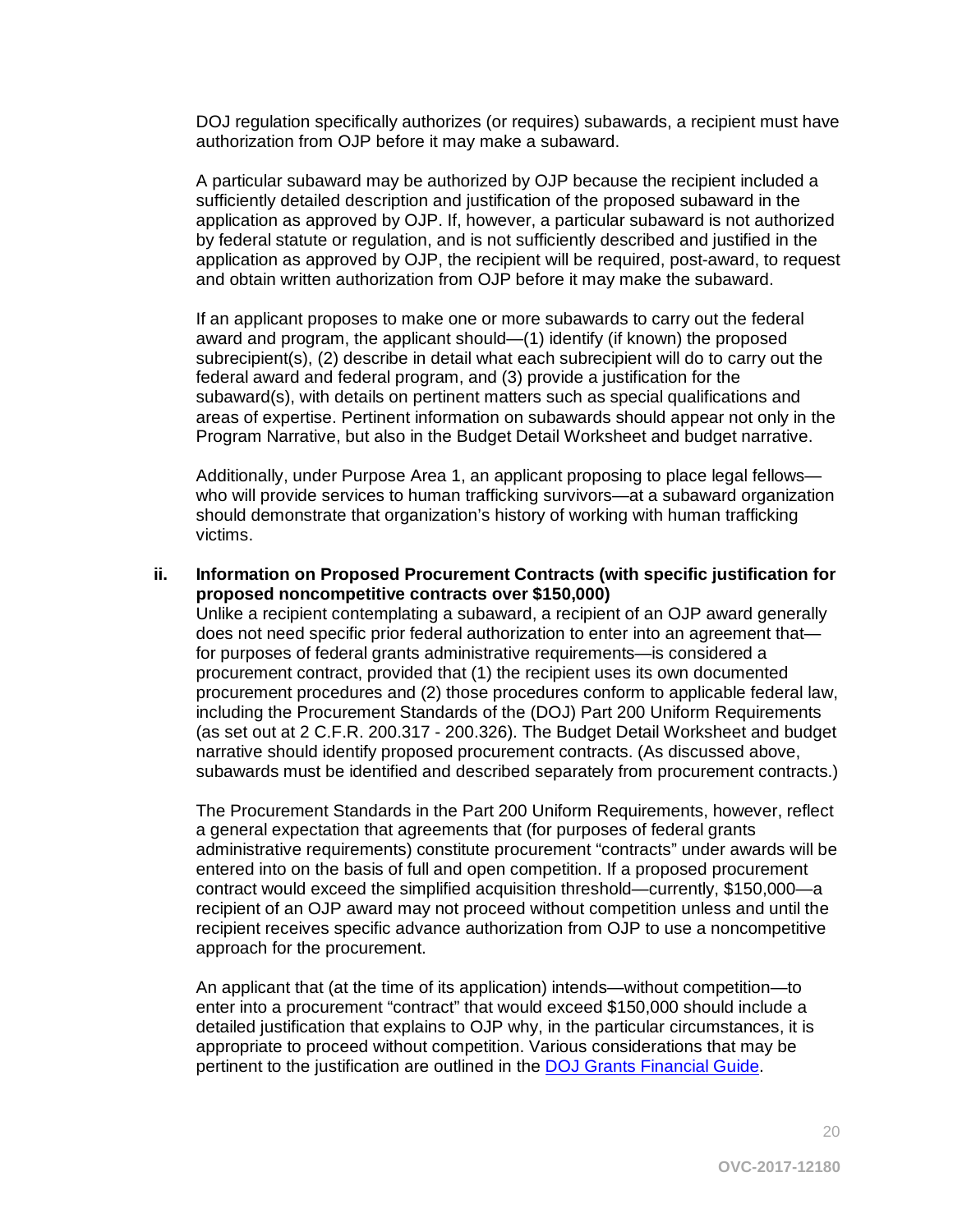DOJ regulation specifically authorizes (or requires) subawards, a recipient must have authorization from OJP before it may make a subaward.

A particular subaward may be authorized by OJP because the recipient included a sufficiently detailed description and justification of the proposed subaward in the application as approved by OJP. If, however, a particular subaward is not authorized by federal statute or regulation, and is not sufficiently described and justified in the application as approved by OJP, the recipient will be required, post-award, to request and obtain written authorization from OJP before it may make the subaward.

If an applicant proposes to make one or more subawards to carry out the federal award and program, the applicant should—(1) identify (if known) the proposed subrecipient(s), (2) describe in detail what each subrecipient will do to carry out the federal award and federal program, and (3) provide a justification for the subaward(s), with details on pertinent matters such as special qualifications and areas of expertise. Pertinent information on subawards should appear not only in the Program Narrative, but also in the Budget Detail Worksheet and budget narrative.

Additionally, under Purpose Area 1, an applicant proposing to place legal fellows—who will provide services to human trafficking survivors—at a subaward organization should demonstrate that organization's history of working with human trafficking victims.

**ii. Information on Proposed Procurement Contracts (with specific justification for proposed noncompetitive contracts over $150,000)**

Unlike a recipient contemplating a subaward, a recipient of an OJP award generally does not need specific prior federal authorization to enter into an agreement that—for purposes of federal grants administrative requirements—is considered a procurement contract, provided that (1) the recipient uses its own documented procurement procedures and (2) those procedures conform to applicable federal law, including the Procurement Standards of the (DOJ) Part 200 Uniform Requirements (as set out at 2 C.F.R. 200.317 - 200.326). The Budget Detail Worksheet and budget narrative should identify proposed procurement contracts. (As discussed above, subawards must be identified and described separately from procurement contracts.)

The Procurement Standards in the Part 200 Uniform Requirements, however, reflect a general expectation that agreements that (for purposes of federal grants administrative requirements) constitute procurement "contracts" under awards will be entered into on the basis of full and open competition. If a proposed procurement contract would exceed the simplified acquisition threshold—currently, $150,000—a recipient of an OJP award may not proceed without competition unless and until the recipient receives specific advance authorization from OJP to use a noncompetitive approach for the procurement.

An applicant that (at the time of its application) intends—without competition—to enter into a procurement "contract" that would exceed $150,000 should include a detailed justification that explains to OJP why, in the particular circumstances, it is appropriate to proceed without competition. Various considerations that may be pertinent to the justification are outlined in the DOJ Grants Financial Guide.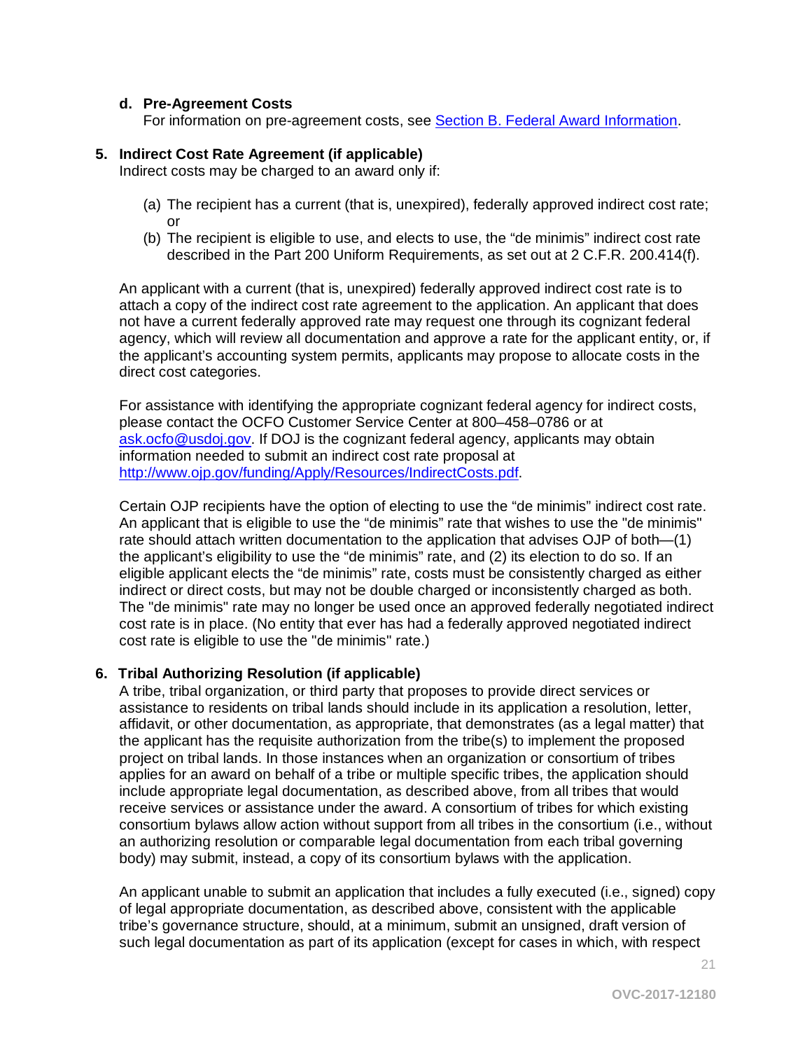**d. Pre-Agreement Costs**

For information on pre-agreement costs, see [Section B. Federal Award Information](#).

**5. Indirect Cost Rate Agreement (if applicable)**

Indirect costs may be charged to an award only if:

(a) The recipient has a current (that is, unexpired), federally approved indirect cost rate; or

(b) The recipient is eligible to use, and elects to use, the “de minimis” indirect cost rate described in the Part 200 Uniform Requirements, as set out at 2 C.F.R. 200.414(f).

An applicant with a current (that is, unexpired) federally approved indirect cost rate is to attach a copy of the indirect cost rate agreement to the application. An applicant that does not have a current federally approved rate may request one through its cognizant federal agency, which will review all documentation and approve a rate for the applicant entity, or, if the applicant’s accounting system permits, applicants may propose to allocate costs in the direct cost categories.

For assistance with identifying the appropriate cognizant federal agency for indirect costs, please contact the OCFO Customer Service Center at 800–458–0786 or at ask.ocfo@usdoj.gov. If DOJ is the cognizant federal agency, applicants may obtain information needed to submit an indirect cost rate proposal at http://www.ojp.gov/funding/Apply/Resources/IndirectCosts.pdf.

Certain OJP recipients have the option of electing to use the “de minimis” indirect cost rate. An applicant that is eligible to use the “de minimis” rate that wishes to use the "de minimis" rate should attach written documentation to the application that advises OJP of both—(1) the applicant’s eligibility to use the “de minimis” rate, and (2) its election to do so. If an eligible applicant elects the “de minimis” rate, costs must be consistently charged as either indirect or direct costs, but may not be double charged or inconsistently charged as both. The "de minimis" rate may no longer be used once an approved federally negotiated indirect cost rate is in place. (No entity that ever has had a federally approved negotiated indirect cost rate is eligible to use the "de minimis" rate.)

**6. Tribal Authorizing Resolution (if applicable)**

A tribe, tribal organization, or third party that proposes to provide direct services or assistance to residents on tribal lands should include in its application a resolution, letter, affidavit, or other documentation, as appropriate, that demonstrates (as a legal matter) that the applicant has the requisite authorization from the tribe(s) to implement the proposed project on tribal lands. In those instances when an organization or consortium of tribes applies for an award on behalf of a tribe or multiple specific tribes, the application should include appropriate legal documentation, as described above, from all tribes that would receive services or assistance under the award. A consortium of tribes for which existing consortium bylaws allow action without support from all tribes in the consortium (i.e., without an authorizing resolution or comparable legal documentation from each tribal governing body) may submit, instead, a copy of its consortium bylaws with the application.

An applicant unable to submit an application that includes a fully executed (i.e., signed) copy of legal appropriate documentation, as described above, consistent with the applicable tribe’s governance structure, should, at a minimum, submit an unsigned, draft version of such legal documentation as part of its application (except for cases in which, with respect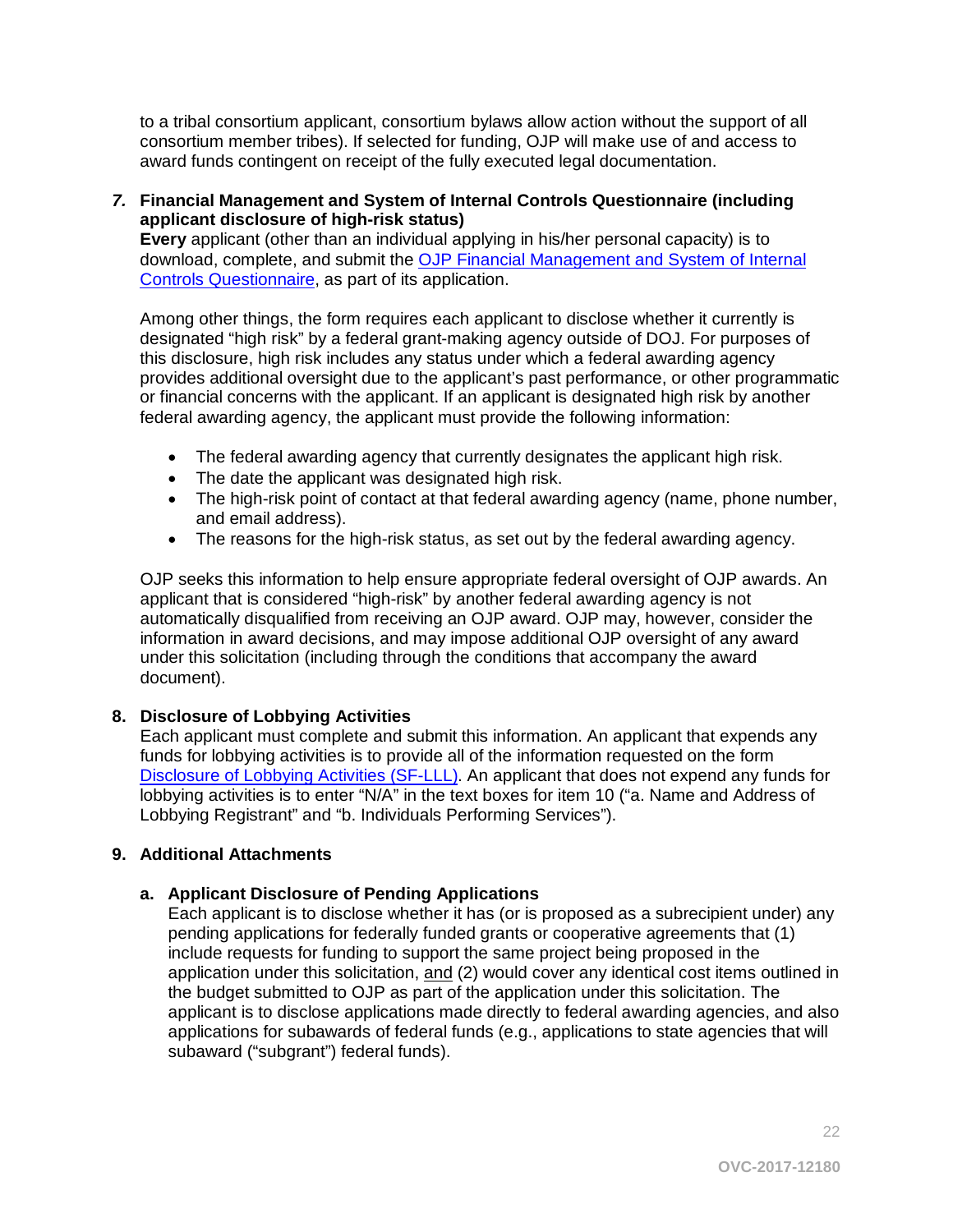to a tribal consortium applicant, consortium bylaws allow action without the support of all consortium member tribes). If selected for funding, OJP will make use of and access to award funds contingent on receipt of the fully executed legal documentation.

***7.* Financial Management and System of Internal Controls Questionnaire (including applicant disclosure of high-risk status)**

**Every** applicant (other than an individual applying in his/her personal capacity) is to download, complete, and submit the [OJP Financial Management and System of Internal Controls Questionnaire](), as part of its application.

Among other things, the form requires each applicant to disclose whether it currently is designated "high risk" by a federal grant-making agency outside of DOJ. For purposes of this disclosure, high risk includes any status under which a federal awarding agency provides additional oversight due to the applicant's past performance, or other programmatic or financial concerns with the applicant. If an applicant is designated high risk by another federal awarding agency, the applicant must provide the following information:

- The federal awarding agency that currently designates the applicant high risk.
- The date the applicant was designated high risk.
- The high-risk point of contact at that federal awarding agency (name, phone number, and email address).
- The reasons for the high-risk status, as set out by the federal awarding agency.

OJP seeks this information to help ensure appropriate federal oversight of OJP awards. An applicant that is considered "high-risk" by another federal awarding agency is not automatically disqualified from receiving an OJP award. OJP may, however, consider the information in award decisions, and may impose additional OJP oversight of any award under this solicitation (including through the conditions that accompany the award document).

**8. Disclosure of Lobbying Activities**

Each applicant must complete and submit this information. An applicant that expends any funds for lobbying activities is to provide all of the information requested on the form [Disclosure of Lobbying Activities (SF-LLL)](). An applicant that does not expend any funds for lobbying activities is to enter "N/A" in the text boxes for item 10 ("a. Name and Address of Lobbying Registrant" and "b. Individuals Performing Services").

**9. Additional Attachments**

**a. Applicant Disclosure of Pending Applications**

Each applicant is to disclose whether it has (or is proposed as a subrecipient under) any pending applications for federally funded grants or cooperative agreements that (1) include requests for funding to support the same project being proposed in the application under this solicitation, and (2) would cover any identical cost items outlined in the budget submitted to OJP as part of the application under this solicitation. The applicant is to disclose applications made directly to federal awarding agencies, and also applications for subawards of federal funds (e.g., applications to state agencies that will subaward ("subgrant") federal funds).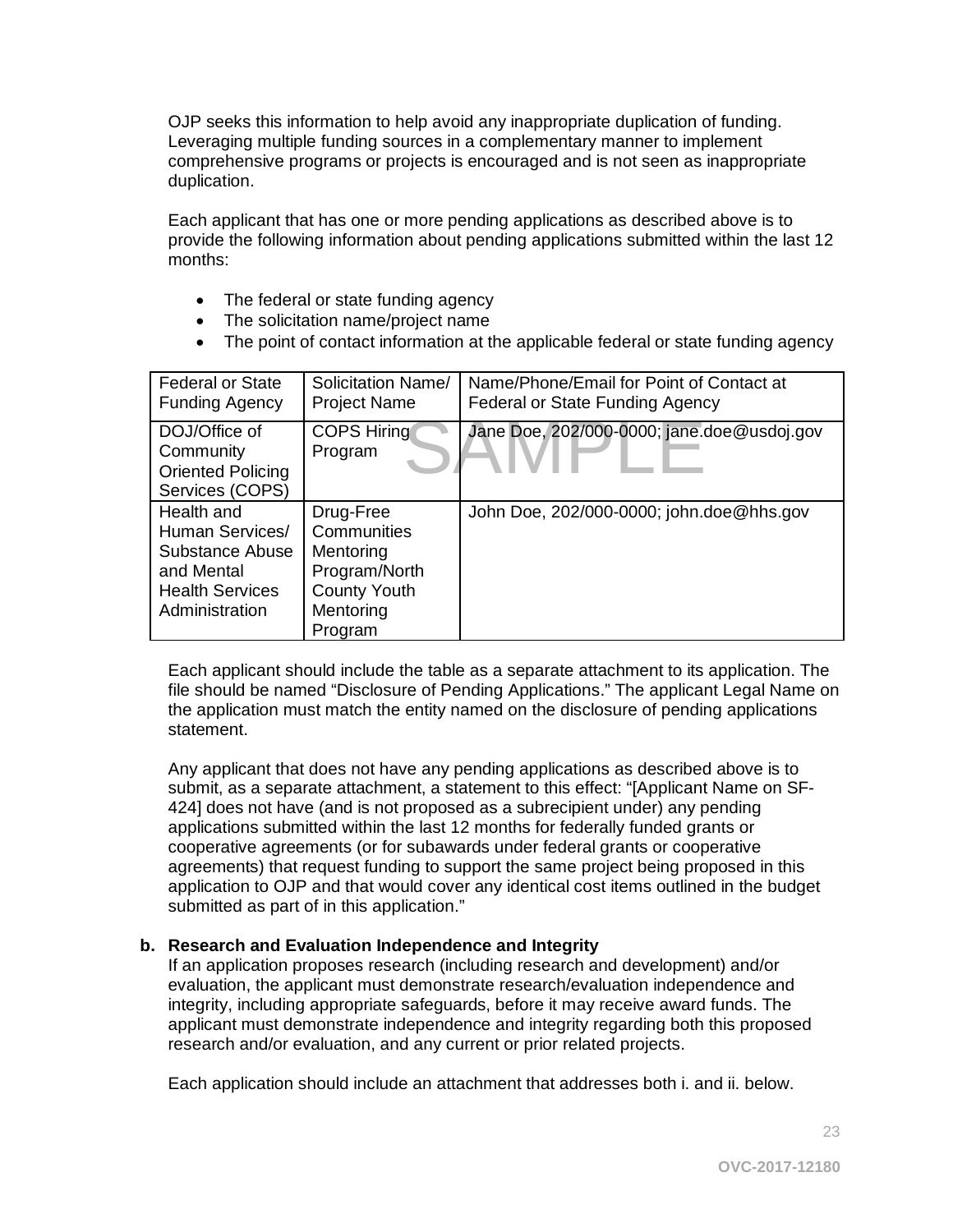OJP seeks this information to help avoid any inappropriate duplication of funding. Leveraging multiple funding sources in a complementary manner to implement comprehensive programs or projects is encouraged and is not seen as inappropriate duplication.

Each applicant that has one or more pending applications as described above is to provide the following information about pending applications submitted within the last 12 months:

- The federal or state funding agency
- The solicitation name/project name
- The point of contact information at the applicable federal or state funding agency

| Federal or State Funding Agency | Solicitation Name/ Project Name | Name/Phone/Email for Point of Contact at Federal or State Funding Agency |
|---|---|---|
| DOJ/Office of Community Oriented Policing Services (COPS) | COPS Hiring Program | Jane Doe, 202/000-0000; jane.doe@usdoj.gov |
| Health and Human Services/ Substance Abuse and Mental Health Services Administration | Drug-Free Communities Mentoring Program/North County Youth Mentoring Program | John Doe, 202/000-0000; john.doe@hhs.gov |

SAMPLE

Each applicant should include the table as a separate attachment to its application. The file should be named "Disclosure of Pending Applications." The applicant Legal Name on the application must match the entity named on the disclosure of pending applications statement.

Any applicant that does not have any pending applications as described above is to submit, as a separate attachment, a statement to this effect: "[Applicant Name on SF-424] does not have (and is not proposed as a subrecipient under) any pending applications submitted within the last 12 months for federally funded grants or cooperative agreements (or for subawards under federal grants or cooperative agreements) that request funding to support the same project being proposed in this application to OJP and that would cover any identical cost items outlined in the budget submitted as part of in this application."

**b. Research and Evaluation Independence and Integrity**

If an application proposes research (including research and development) and/or evaluation, the applicant must demonstrate research/evaluation independence and integrity, including appropriate safeguards, before it may receive award funds. The applicant must demonstrate independence and integrity regarding both this proposed research and/or evaluation, and any current or prior related projects.

Each application should include an attachment that addresses both i. and ii. below.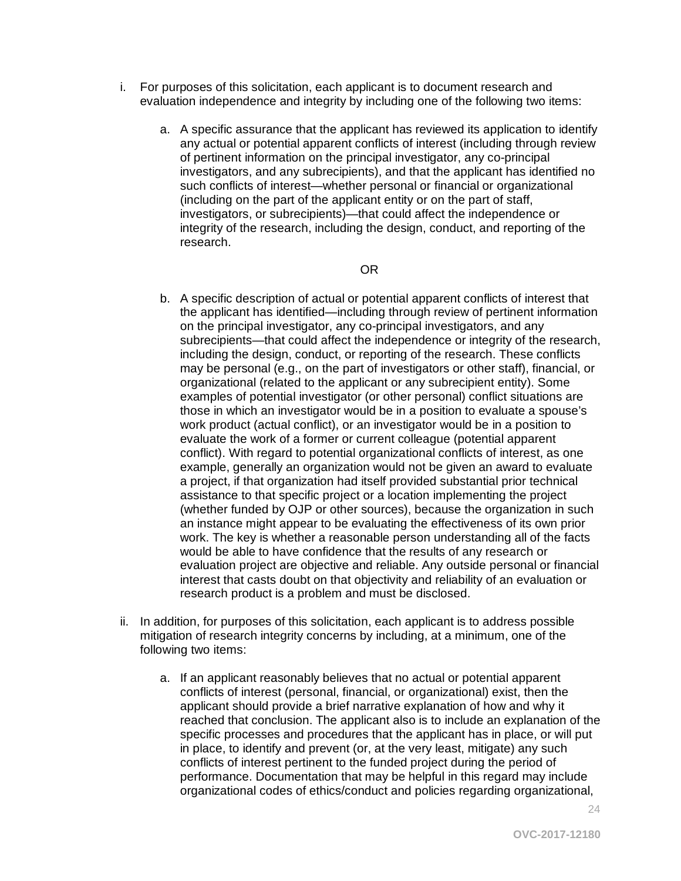i. For purposes of this solicitation, each applicant is to document research and evaluation independence and integrity by including one of the following two items:

   a. A specific assurance that the applicant has reviewed its application to identify any actual or potential apparent conflicts of interest (including through review of pertinent information on the principal investigator, any co-principal investigators, and any subrecipients), and that the applicant has identified no such conflicts of interest—whether personal or financial or organizational (including on the part of the applicant entity or on the part of staff, investigators, or subrecipients)—that could affect the independence or integrity of the research, including the design, conduct, and reporting of the research.

   OR

   b. A specific description of actual or potential apparent conflicts of interest that the applicant has identified—including through review of pertinent information on the principal investigator, any co-principal investigators, and any subrecipients—that could affect the independence or integrity of the research, including the design, conduct, or reporting of the research. These conflicts may be personal (e.g., on the part of investigators or other staff), financial, or organizational (related to the applicant or any subrecipient entity). Some examples of potential investigator (or other personal) conflict situations are those in which an investigator would be in a position to evaluate a spouse's work product (actual conflict), or an investigator would be in a position to evaluate the work of a former or current colleague (potential apparent conflict). With regard to potential organizational conflicts of interest, as one example, generally an organization would not be given an award to evaluate a project, if that organization had itself provided substantial prior technical assistance to that specific project or a location implementing the project (whether funded by OJP or other sources), because the organization in such an instance might appear to be evaluating the effectiveness of its own prior work. The key is whether a reasonable person understanding all of the facts would be able to have confidence that the results of any research or evaluation project are objective and reliable. Any outside personal or financial interest that casts doubt on that objectivity and reliability of an evaluation or research product is a problem and must be disclosed.

ii. In addition, for purposes of this solicitation, each applicant is to address possible mitigation of research integrity concerns by including, at a minimum, one of the following two items:

   a. If an applicant reasonably believes that no actual or potential apparent conflicts of interest (personal, financial, or organizational) exist, then the applicant should provide a brief narrative explanation of how and why it reached that conclusion. The applicant also is to include an explanation of the specific processes and procedures that the applicant has in place, or will put in place, to identify and prevent (or, at the very least, mitigate) any such conflicts of interest pertinent to the funded project during the period of performance. Documentation that may be helpful in this regard may include organizational codes of ethics/conduct and policies regarding organizational,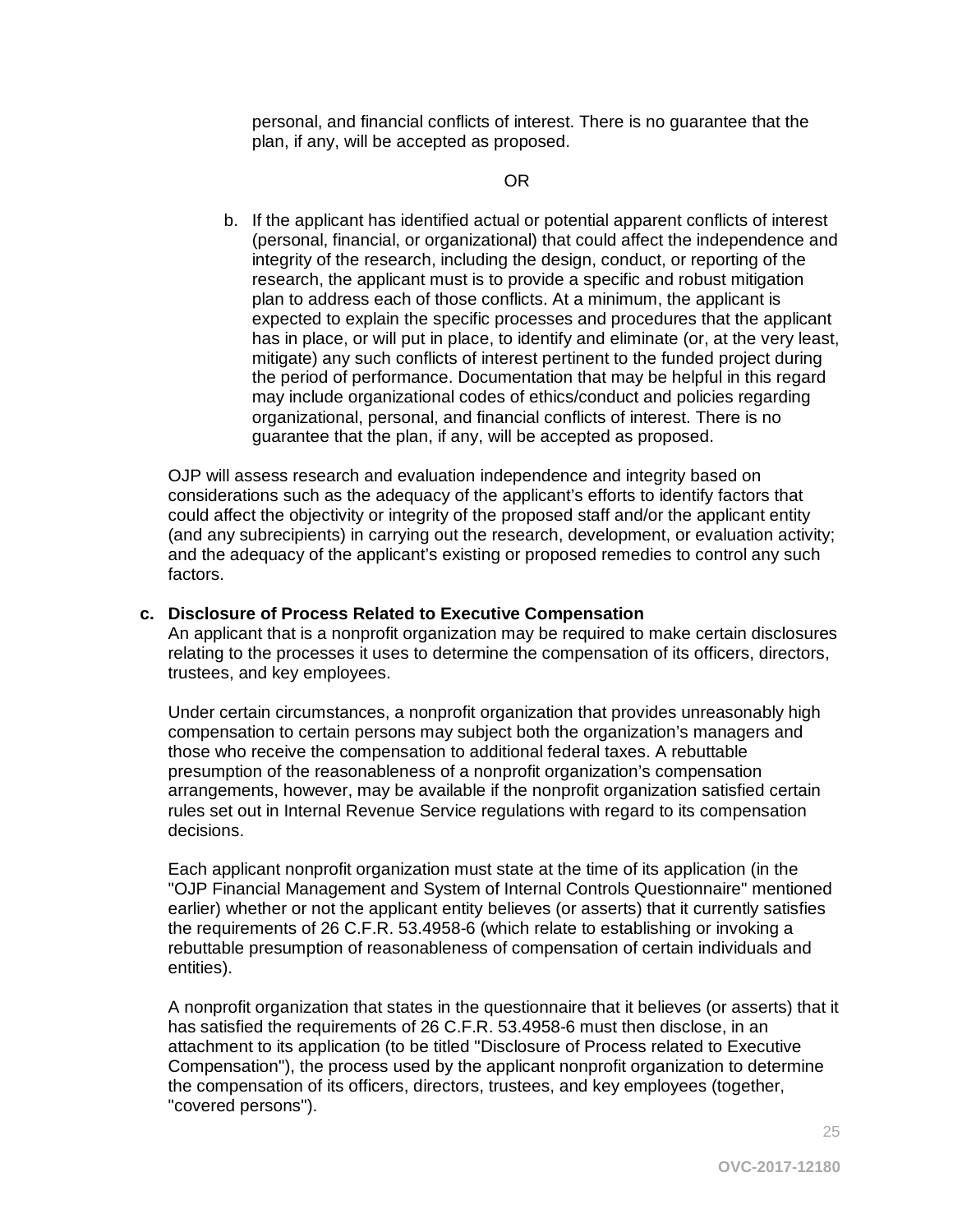personal, and financial conflicts of interest. There is no guarantee that the plan, if any, will be accepted as proposed.

OR

b. If the applicant has identified actual or potential apparent conflicts of interest (personal, financial, or organizational) that could affect the independence and integrity of the research, including the design, conduct, or reporting of the research, the applicant must is to provide a specific and robust mitigation plan to address each of those conflicts. At a minimum, the applicant is expected to explain the specific processes and procedures that the applicant has in place, or will put in place, to identify and eliminate (or, at the very least, mitigate) any such conflicts of interest pertinent to the funded project during the period of performance. Documentation that may be helpful in this regard may include organizational codes of ethics/conduct and policies regarding organizational, personal, and financial conflicts of interest. There is no guarantee that the plan, if any, will be accepted as proposed.

OJP will assess research and evaluation independence and integrity based on considerations such as the adequacy of the applicant's efforts to identify factors that could affect the objectivity or integrity of the proposed staff and/or the applicant entity (and any subrecipients) in carrying out the research, development, or evaluation activity; and the adequacy of the applicant's existing or proposed remedies to control any such factors.

**c. Disclosure of Process Related to Executive Compensation**

An applicant that is a nonprofit organization may be required to make certain disclosures relating to the processes it uses to determine the compensation of its officers, directors, trustees, and key employees.

Under certain circumstances, a nonprofit organization that provides unreasonably high compensation to certain persons may subject both the organization's managers and those who receive the compensation to additional federal taxes. A rebuttable presumption of the reasonableness of a nonprofit organization's compensation arrangements, however, may be available if the nonprofit organization satisfied certain rules set out in Internal Revenue Service regulations with regard to its compensation decisions.

Each applicant nonprofit organization must state at the time of its application (in the "OJP Financial Management and System of Internal Controls Questionnaire" mentioned earlier) whether or not the applicant entity believes (or asserts) that it currently satisfies the requirements of 26 C.F.R. 53.4958-6 (which relate to establishing or invoking a rebuttable presumption of reasonableness of compensation of certain individuals and entities).

A nonprofit organization that states in the questionnaire that it believes (or asserts) that it has satisfied the requirements of 26 C.F.R. 53.4958-6 must then disclose, in an attachment to its application (to be titled "Disclosure of Process related to Executive Compensation"), the process used by the applicant nonprofit organization to determine the compensation of its officers, directors, trustees, and key employees (together, "covered persons").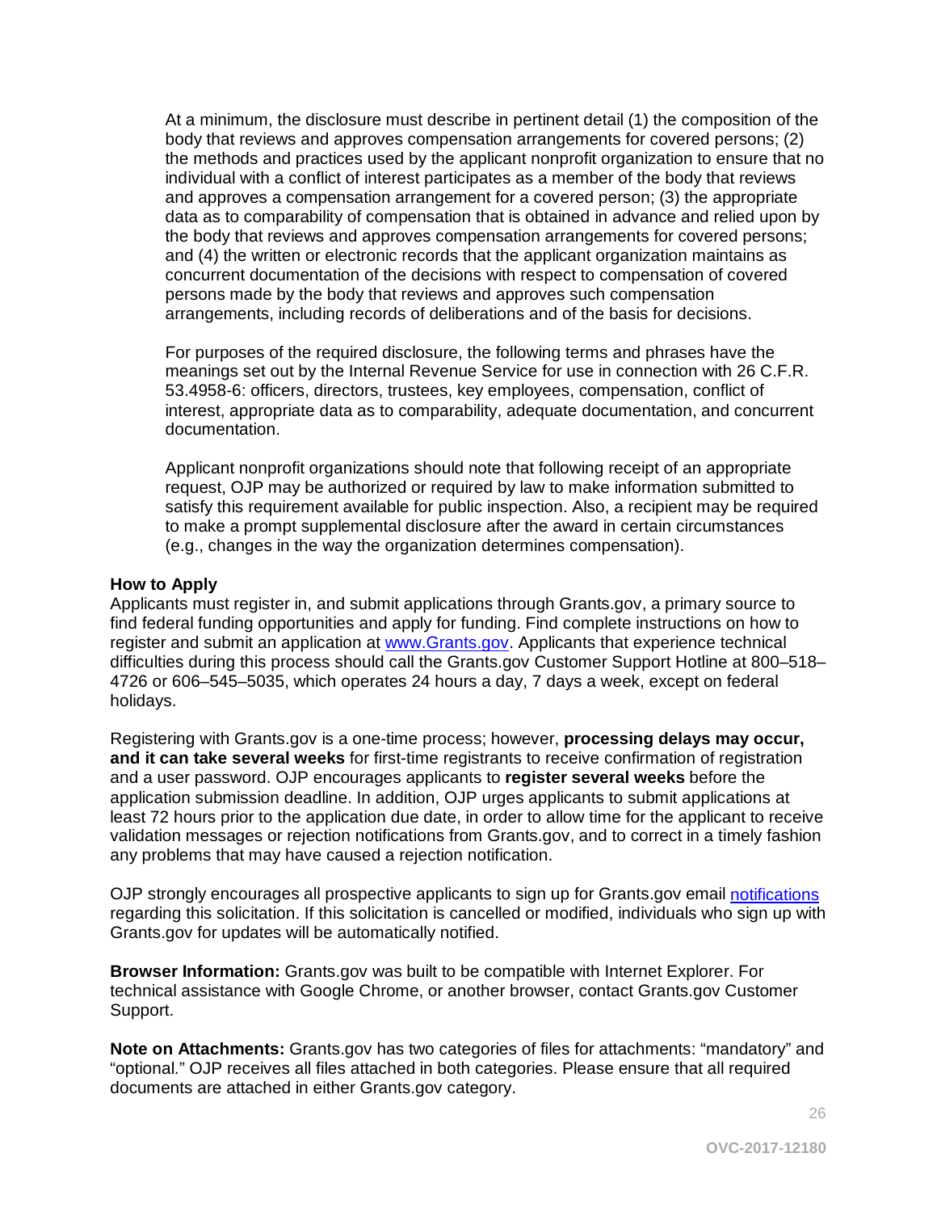At a minimum, the disclosure must describe in pertinent detail (1) the composition of the body that reviews and approves compensation arrangements for covered persons; (2) the methods and practices used by the applicant nonprofit organization to ensure that no individual with a conflict of interest participates as a member of the body that reviews and approves a compensation arrangement for a covered person; (3) the appropriate data as to comparability of compensation that is obtained in advance and relied upon by the body that reviews and approves compensation arrangements for covered persons; and (4) the written or electronic records that the applicant organization maintains as concurrent documentation of the decisions with respect to compensation of covered persons made by the body that reviews and approves such compensation arrangements, including records of deliberations and of the basis for decisions.

For purposes of the required disclosure, the following terms and phrases have the meanings set out by the Internal Revenue Service for use in connection with 26 C.F.R. 53.4958-6: officers, directors, trustees, key employees, compensation, conflict of interest, appropriate data as to comparability, adequate documentation, and concurrent documentation.

Applicant nonprofit organizations should note that following receipt of an appropriate request, OJP may be authorized or required by law to make information submitted to satisfy this requirement available for public inspection. Also, a recipient may be required to make a prompt supplemental disclosure after the award in certain circumstances (e.g., changes in the way the organization determines compensation).

**How to Apply**

Applicants must register in, and submit applications through Grants.gov, a primary source to find federal funding opportunities and apply for funding. Find complete instructions on how to register and submit an application at [www.Grants.gov](www.Grants.gov). Applicants that experience technical difficulties during this process should call the Grants.gov Customer Support Hotline at 800–518–4726 or 606–545–5035, which operates 24 hours a day, 7 days a week, except on federal holidays.

Registering with Grants.gov is a one-time process; however, **processing delays may occur, and it can take several weeks** for first-time registrants to receive confirmation of registration and a user password. OJP encourages applicants to **register several weeks** before the application submission deadline. In addition, OJP urges applicants to submit applications at least 72 hours prior to the application due date, in order to allow time for the applicant to receive validation messages or rejection notifications from Grants.gov, and to correct in a timely fashion any problems that may have caused a rejection notification.

OJP strongly encourages all prospective applicants to sign up for Grants.gov email notifications regarding this solicitation. If this solicitation is cancelled or modified, individuals who sign up with Grants.gov for updates will be automatically notified.

**Browser Information:** Grants.gov was built to be compatible with Internet Explorer. For technical assistance with Google Chrome, or another browser, contact Grants.gov Customer Support.

**Note on Attachments:** Grants.gov has two categories of files for attachments: "mandatory" and "optional." OJP receives all files attached in both categories. Please ensure that all required documents are attached in either Grants.gov category.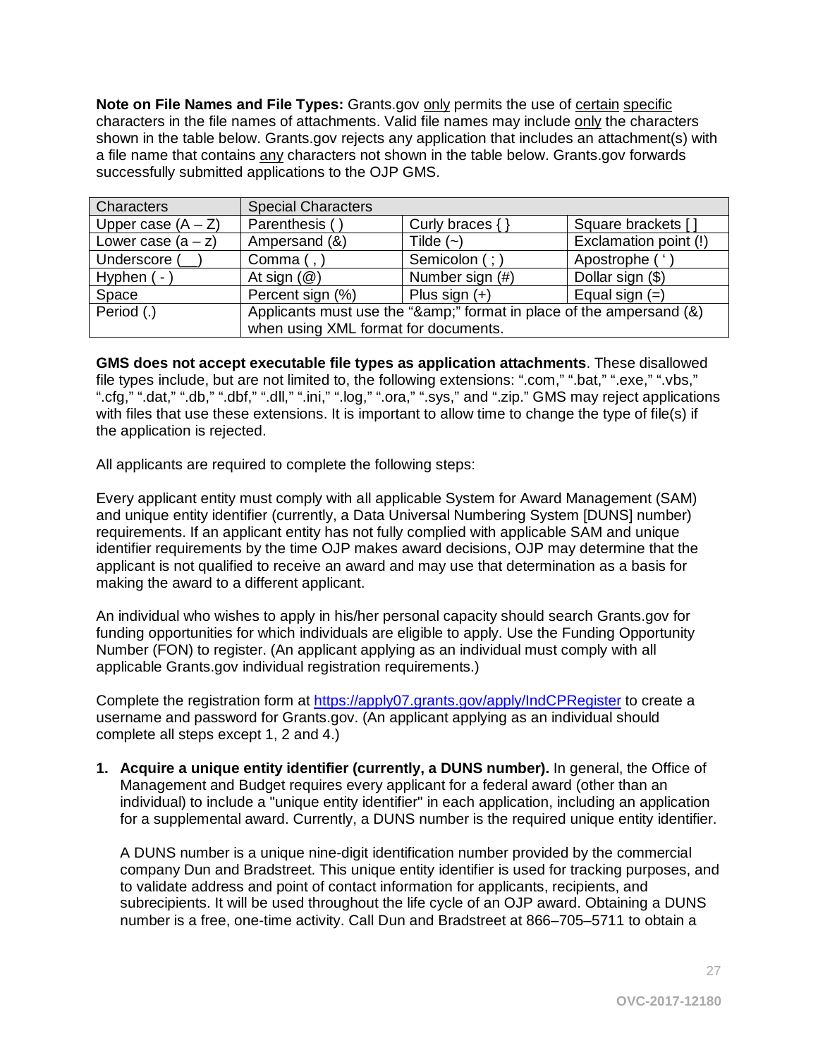**Note on File Names and File Types:** Grants.gov only permits the use of certain specific characters in the file names of attachments. Valid file names may include only the characters shown in the table below. Grants.gov rejects any application that includes an attachment(s) with a file name that contains any characters not shown in the table below. Grants.gov forwards successfully submitted applications to the OJP GMS.

| Characters | Special Characters | | |
|---|---|---|---|
| Upper case (A – Z) | Parenthesis ( ) | Curly braces { } | Square brackets [ ] |
| Lower case (a – z) | Ampersand (&) | Tilde (~) | Exclamation point (!) |
| Underscore (__) | Comma ( , ) | Semicolon ( ; ) | Apostrophe ( ' ) |
| Hyphen ( - ) | At sign (@) | Number sign (#) | Dollar sign ($) |
| Space | Percent sign (%) | Plus sign (+) | Equal sign (=) |
| Period (.) | Applicants must use the "&amp;" format in place of the ampersand (&) when using XML format for documents. | | |

**GMS does not accept executable file types as application attachments**. These disallowed file types include, but are not limited to, the following extensions: ".com," ".bat," ".exe," ".vbs," ".cfg," ".dat," ".db," ".dbf," ".dll," ".ini," ".log," ".ora," ".sys," and ".zip." GMS may reject applications with files that use these extensions. It is important to allow time to change the type of file(s) if the application is rejected.

All applicants are required to complete the following steps:

Every applicant entity must comply with all applicable System for Award Management (SAM) and unique entity identifier (currently, a Data Universal Numbering System [DUNS] number) requirements. If an applicant entity has not fully complied with applicable SAM and unique identifier requirements by the time OJP makes award decisions, OJP may determine that the applicant is not qualified to receive an award and may use that determination as a basis for making the award to a different applicant.

An individual who wishes to apply in his/her personal capacity should search Grants.gov for funding opportunities for which individuals are eligible to apply. Use the Funding Opportunity Number (FON) to register. (An applicant applying as an individual must comply with all applicable Grants.gov individual registration requirements.)

Complete the registration form at https://apply07.grants.gov/apply/IndCPRegister to create a username and password for Grants.gov. (An applicant applying as an individual should complete all steps except 1, 2 and 4.)

1. **Acquire a unique entity identifier (currently, a DUNS number).** In general, the Office of Management and Budget requires every applicant for a federal award (other than an individual) to include a "unique entity identifier" in each application, including an application for a supplemental award. Currently, a DUNS number is the required unique entity identifier.

   A DUNS number is a unique nine-digit identification number provided by the commercial company Dun and Bradstreet. This unique entity identifier is used for tracking purposes, and to validate address and point of contact information for applicants, recipients, and subrecipients. It will be used throughout the life cycle of an OJP award. Obtaining a DUNS number is a free, one-time activity. Call Dun and Bradstreet at 866–705–5711 to obtain a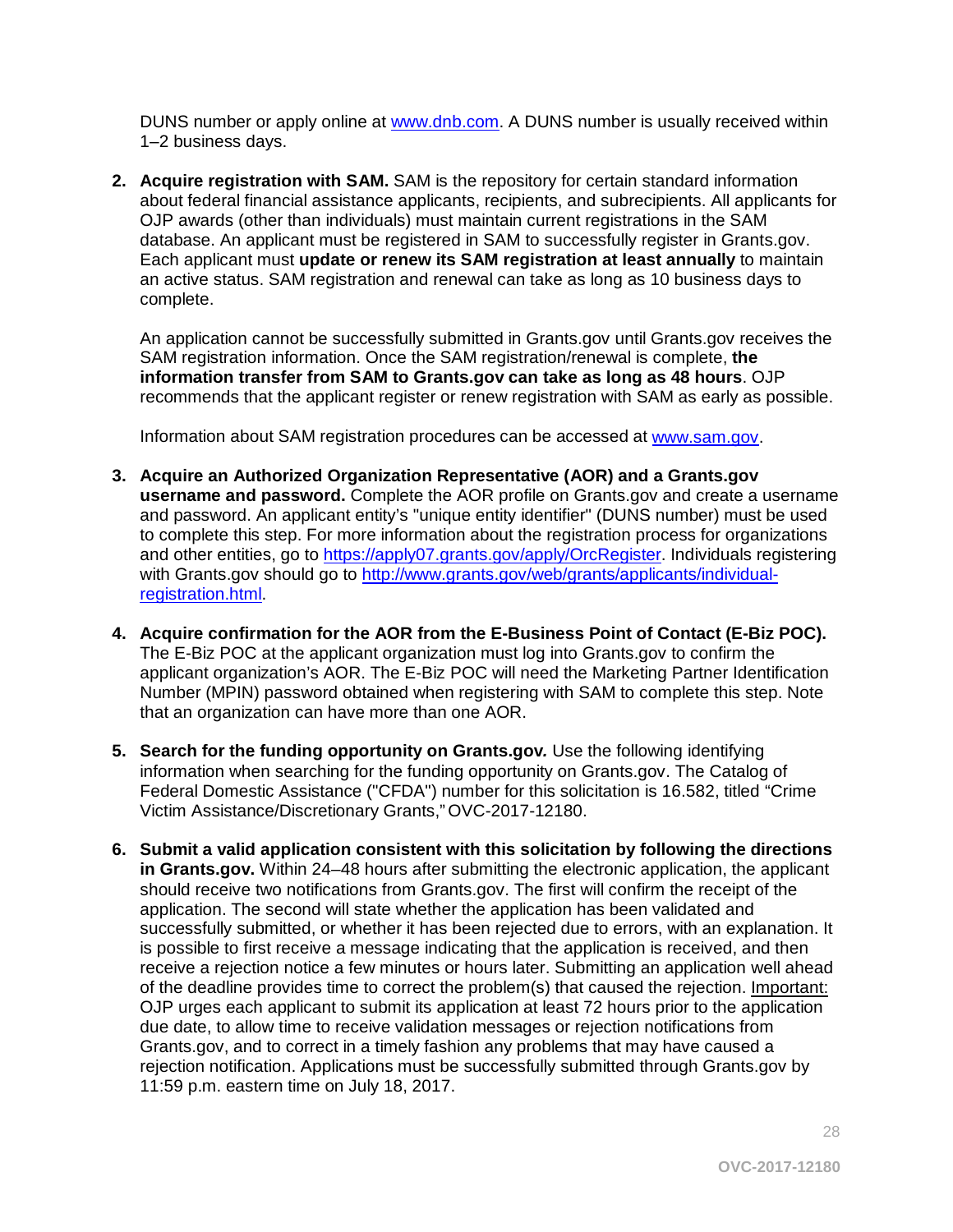DUNS number or apply online at [www.dnb.com](http://www.dnb.com). A DUNS number is usually received within 1–2 business days.

2. **Acquire registration with SAM.** SAM is the repository for certain standard information about federal financial assistance applicants, recipients, and subrecipients. All applicants for OJP awards (other than individuals) must maintain current registrations in the SAM database. An applicant must be registered in SAM to successfully register in Grants.gov. Each applicant must **update or renew its SAM registration at least annually** to maintain an active status. SAM registration and renewal can take as long as 10 business days to complete.

   An application cannot be successfully submitted in Grants.gov until Grants.gov receives the SAM registration information. Once the SAM registration/renewal is complete, **the information transfer from SAM to Grants.gov can take as long as 48 hours**. OJP recommends that the applicant register or renew registration with SAM as early as possible.

   Information about SAM registration procedures can be accessed at [www.sam.gov](http://www.sam.gov).

3. **Acquire an Authorized Organization Representative (AOR) and a Grants.gov username and password.** Complete the AOR profile on Grants.gov and create a username and password. An applicant entity's "unique entity identifier" (DUNS number) must be used to complete this step. For more information about the registration process for organizations and other entities, go to [https://apply07.grants.gov/apply/OrcRegister](https://apply07.grants.gov/apply/OrcRegister). Individuals registering with Grants.gov should go to [http://www.grants.gov/web/grants/applicants/individual-registration.html](http://www.grants.gov/web/grants/applicants/individual-registration.html).

4. **Acquire confirmation for the AOR from the E-Business Point of Contact (E-Biz POC).** The E-Biz POC at the applicant organization must log into Grants.gov to confirm the applicant organization's AOR. The E-Biz POC will need the Marketing Partner Identification Number (MPIN) password obtained when registering with SAM to complete this step. Note that an organization can have more than one AOR.

5. **Search for the funding opportunity on Grants.gov.** Use the following identifying information when searching for the funding opportunity on Grants.gov. The Catalog of Federal Domestic Assistance ("CFDA") number for this solicitation is 16.582, titled "Crime Victim Assistance/Discretionary Grants," OVC-2017-12180.

6. **Submit a valid application consistent with this solicitation by following the directions in Grants.gov.** Within 24–48 hours after submitting the electronic application, the applicant should receive two notifications from Grants.gov. The first will confirm the receipt of the application. The second will state whether the application has been validated and successfully submitted, or whether it has been rejected due to errors, with an explanation. It is possible to first receive a message indicating that the application is received, and then receive a rejection notice a few minutes or hours later. Submitting an application well ahead of the deadline provides time to correct the problem(s) that caused the rejection. <u>Important:</u> OJP urges each applicant to submit its application at least 72 hours prior to the application due date, to allow time to receive validation messages or rejection notifications from Grants.gov, and to correct in a timely fashion any problems that may have caused a rejection notification. Applications must be successfully submitted through Grants.gov by 11:59 p.m. eastern time on July 18, 2017.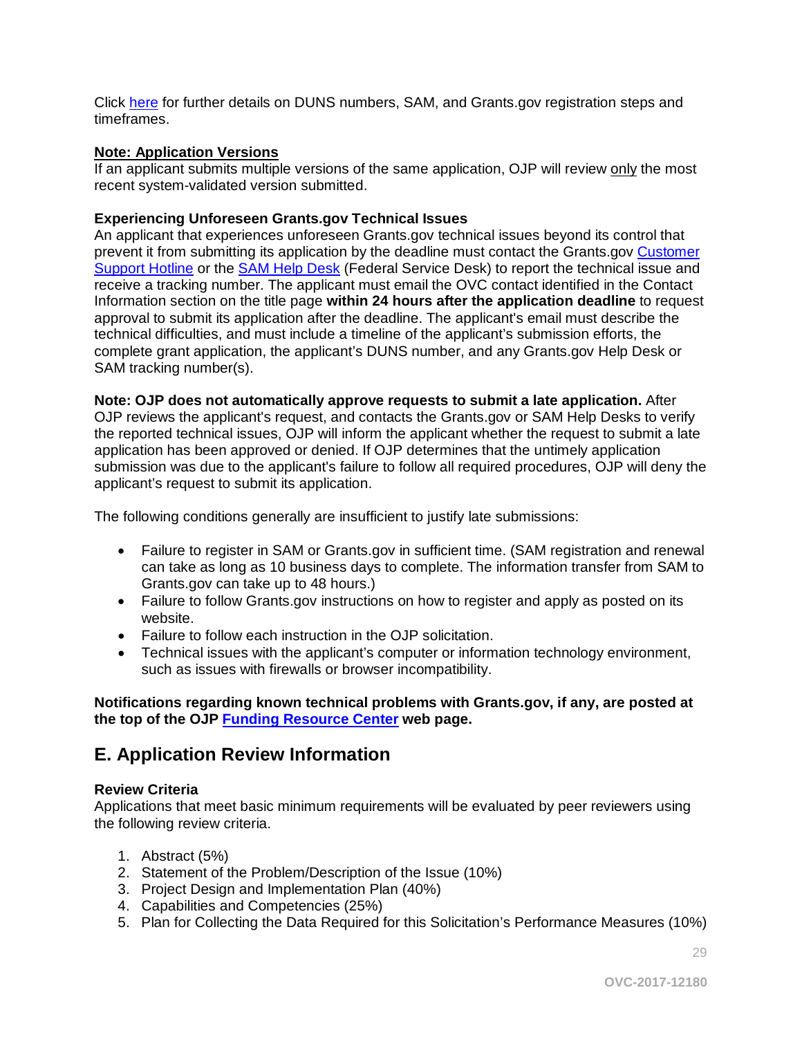Click here for further details on DUNS numbers, SAM, and Grants.gov registration steps and timeframes.

**Note: Application Versions**
If an applicant submits multiple versions of the same application, OJP will review only the most recent system-validated version submitted.

**Experiencing Unforeseen Grants.gov Technical Issues**
An applicant that experiences unforeseen Grants.gov technical issues beyond its control that prevent it from submitting its application by the deadline must contact the Grants.gov Customer Support Hotline or the SAM Help Desk (Federal Service Desk) to report the technical issue and receive a tracking number. The applicant must email the OVC contact identified in the Contact Information section on the title page **within 24 hours after the application deadline** to request approval to submit its application after the deadline. The applicant's email must describe the technical difficulties, and must include a timeline of the applicant's submission efforts, the complete grant application, the applicant's DUNS number, and any Grants.gov Help Desk or SAM tracking number(s).

**Note: OJP does not automatically approve requests to submit a late application.** After OJP reviews the applicant's request, and contacts the Grants.gov or SAM Help Desks to verify the reported technical issues, OJP will inform the applicant whether the request to submit a late application has been approved or denied. If OJP determines that the untimely application submission was due to the applicant's failure to follow all required procedures, OJP will deny the applicant's request to submit its application.

The following conditions generally are insufficient to justify late submissions:

- Failure to register in SAM or Grants.gov in sufficient time. (SAM registration and renewal can take as long as 10 business days to complete. The information transfer from SAM to Grants.gov can take up to 48 hours.)
- Failure to follow Grants.gov instructions on how to register and apply as posted on its website.
- Failure to follow each instruction in the OJP solicitation.
- Technical issues with the applicant's computer or information technology environment, such as issues with firewalls or browser incompatibility.

**Notifications regarding known technical problems with Grants.gov, if any, are posted at the top of the OJP Funding Resource Center web page.**

## E. Application Review Information

**Review Criteria**
Applications that meet basic minimum requirements will be evaluated by peer reviewers using the following review criteria.

1. Abstract (5%)
2. Statement of the Problem/Description of the Issue (10%)
3. Project Design and Implementation Plan (40%)
4. Capabilities and Competencies (25%)
5. Plan for Collecting the Data Required for this Solicitation's Performance Measures (10%)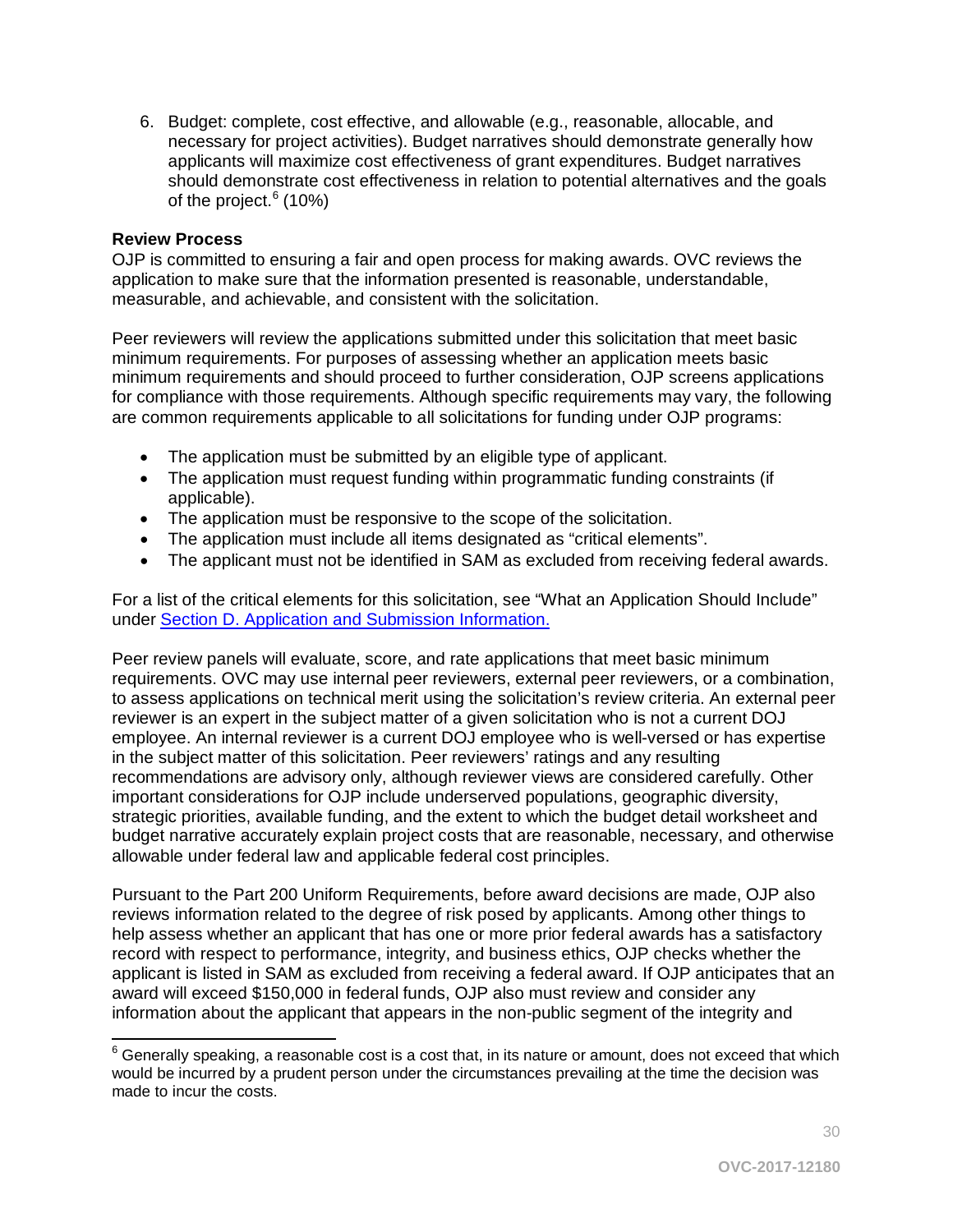6. Budget: complete, cost effective, and allowable (e.g., reasonable, allocable, and necessary for project activities). Budget narratives should demonstrate generally how applicants will maximize cost effectiveness of grant expenditures. Budget narratives should demonstrate cost effectiveness in relation to potential alternatives and the goals of the project.[6] (10%)

**Review Process**

OJP is committed to ensuring a fair and open process for making awards. OVC reviews the application to make sure that the information presented is reasonable, understandable, measurable, and achievable, and consistent with the solicitation.

Peer reviewers will review the applications submitted under this solicitation that meet basic minimum requirements. For purposes of assessing whether an application meets basic minimum requirements and should proceed to further consideration, OJP screens applications for compliance with those requirements. Although specific requirements may vary, the following are common requirements applicable to all solicitations for funding under OJP programs:

- The application must be submitted by an eligible type of applicant.
- The application must request funding within programmatic funding constraints (if applicable).
- The application must be responsive to the scope of the solicitation.
- The application must include all items designated as "critical elements".
- The applicant must not be identified in SAM as excluded from receiving federal awards.

For a list of the critical elements for this solicitation, see "What an Application Should Include" under Section D. Application and Submission Information.

Peer review panels will evaluate, score, and rate applications that meet basic minimum requirements. OVC may use internal peer reviewers, external peer reviewers, or a combination, to assess applications on technical merit using the solicitation's review criteria. An external peer reviewer is an expert in the subject matter of a given solicitation who is not a current DOJ employee. An internal reviewer is a current DOJ employee who is well-versed or has expertise in the subject matter of this solicitation. Peer reviewers' ratings and any resulting recommendations are advisory only, although reviewer views are considered carefully. Other important considerations for OJP include underserved populations, geographic diversity, strategic priorities, available funding, and the extent to which the budget detail worksheet and budget narrative accurately explain project costs that are reasonable, necessary, and otherwise allowable under federal law and applicable federal cost principles.

Pursuant to the Part 200 Uniform Requirements, before award decisions are made, OJP also reviews information related to the degree of risk posed by applicants. Among other things to help assess whether an applicant that has one or more prior federal awards has a satisfactory record with respect to performance, integrity, and business ethics, OJP checks whether the applicant is listed in SAM as excluded from receiving a federal award. If OJP anticipates that an award will exceed $150,000 in federal funds, OJP also must review and consider any information about the applicant that appears in the non-public segment of the integrity and

---

[6] Generally speaking, a reasonable cost is a cost that, in its nature or amount, does not exceed that which would be incurred by a prudent person under the circumstances prevailing at the time the decision was made to incur the costs.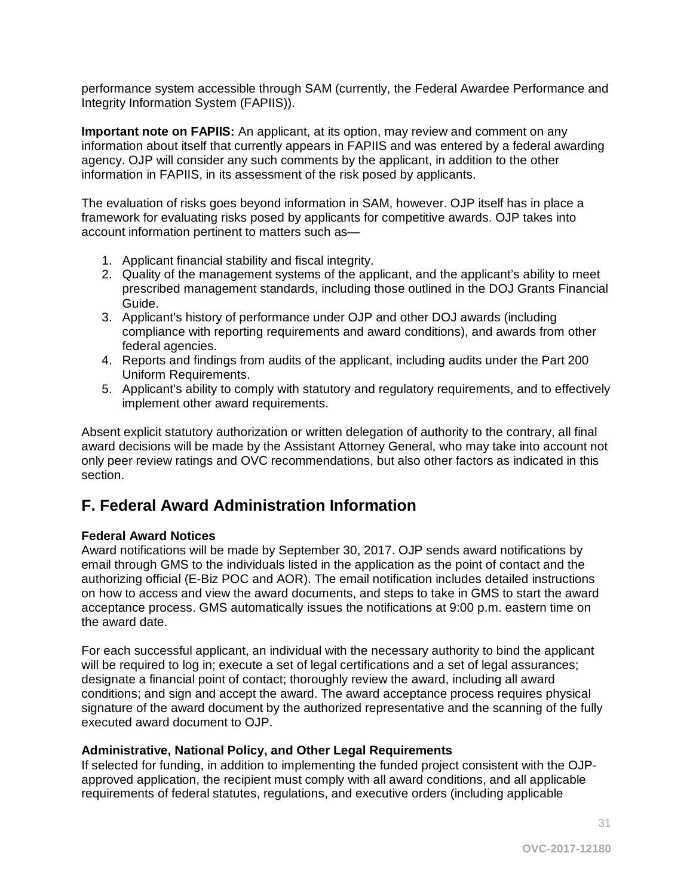performance system accessible through SAM (currently, the Federal Awardee Performance and Integrity Information System (FAPIIS)).

**Important note on FAPIIS:** An applicant, at its option, may review and comment on any information about itself that currently appears in FAPIIS and was entered by a federal awarding agency. OJP will consider any such comments by the applicant, in addition to the other information in FAPIIS, in its assessment of the risk posed by applicants.

The evaluation of risks goes beyond information in SAM, however. OJP itself has in place a framework for evaluating risks posed by applicants for competitive awards. OJP takes into account information pertinent to matters such as—

1. Applicant financial stability and fiscal integrity.
2. Quality of the management systems of the applicant, and the applicant's ability to meet prescribed management standards, including those outlined in the DOJ Grants Financial Guide.
3. Applicant's history of performance under OJP and other DOJ awards (including compliance with reporting requirements and award conditions), and awards from other federal agencies.
4. Reports and findings from audits of the applicant, including audits under the Part 200 Uniform Requirements.
5. Applicant's ability to comply with statutory and regulatory requirements, and to effectively implement other award requirements.

Absent explicit statutory authorization or written delegation of authority to the contrary, all final award decisions will be made by the Assistant Attorney General, who may take into account not only peer review ratings and OVC recommendations, but also other factors as indicated in this section.

## F. Federal Award Administration Information

**Federal Award Notices**
Award notifications will be made by September 30, 2017. OJP sends award notifications by email through GMS to the individuals listed in the application as the point of contact and the authorizing official (E-Biz POC and AOR). The email notification includes detailed instructions on how to access and view the award documents, and steps to take in GMS to start the award acceptance process. GMS automatically issues the notifications at 9:00 p.m. eastern time on the award date.

For each successful applicant, an individual with the necessary authority to bind the applicant will be required to log in; execute a set of legal certifications and a set of legal assurances; designate a financial point of contact; thoroughly review the award, including all award conditions; and sign and accept the award. The award acceptance process requires physical signature of the award document by the authorized representative and the scanning of the fully executed award document to OJP.

**Administrative, National Policy, and Other Legal Requirements**
If selected for funding, in addition to implementing the funded project consistent with the OJP-approved application, the recipient must comply with all award conditions, and all applicable requirements of federal statutes, regulations, and executive orders (including applicable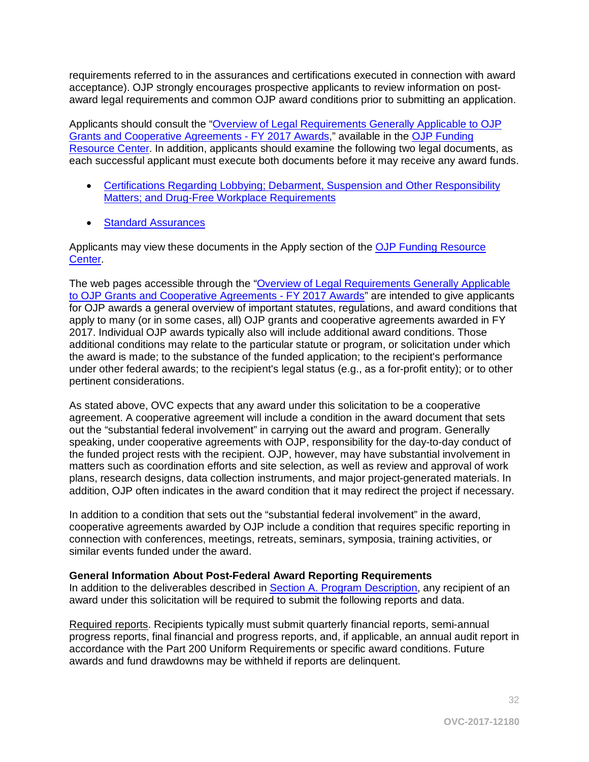requirements referred to in the assurances and certifications executed in connection with award acceptance). OJP strongly encourages prospective applicants to review information on post-award legal requirements and common OJP award conditions prior to submitting an application.

Applicants should consult the "Overview of Legal Requirements Generally Applicable to OJP Grants and Cooperative Agreements - FY 2017 Awards," available in the OJP Funding Resource Center. In addition, applicants should examine the following two legal documents, as each successful applicant must execute both documents before it may receive any award funds.

- Certifications Regarding Lobbying; Debarment, Suspension and Other Responsibility Matters; and Drug-Free Workplace Requirements
- Standard Assurances

Applicants may view these documents in the Apply section of the OJP Funding Resource Center.

The web pages accessible through the "Overview of Legal Requirements Generally Applicable to OJP Grants and Cooperative Agreements - FY 2017 Awards" are intended to give applicants for OJP awards a general overview of important statutes, regulations, and award conditions that apply to many (or in some cases, all) OJP grants and cooperative agreements awarded in FY 2017. Individual OJP awards typically also will include additional award conditions. Those additional conditions may relate to the particular statute or program, or solicitation under which the award is made; to the substance of the funded application; to the recipient's performance under other federal awards; to the recipient's legal status (e.g., as a for-profit entity); or to other pertinent considerations.

As stated above, OVC expects that any award under this solicitation to be a cooperative agreement. A cooperative agreement will include a condition in the award document that sets out the "substantial federal involvement" in carrying out the award and program. Generally speaking, under cooperative agreements with OJP, responsibility for the day-to-day conduct of the funded project rests with the recipient. OJP, however, may have substantial involvement in matters such as coordination efforts and site selection, as well as review and approval of work plans, research designs, data collection instruments, and major project-generated materials. In addition, OJP often indicates in the award condition that it may redirect the project if necessary.

In addition to a condition that sets out the "substantial federal involvement" in the award, cooperative agreements awarded by OJP include a condition that requires specific reporting in connection with conferences, meetings, retreats, seminars, symposia, training activities, or similar events funded under the award.

**General Information About Post-Federal Award Reporting Requirements**

In addition to the deliverables described in Section A. Program Description, any recipient of an award under this solicitation will be required to submit the following reports and data.

Required reports. Recipients typically must submit quarterly financial reports, semi-annual progress reports, final financial and progress reports, and, if applicable, an annual audit report in accordance with the Part 200 Uniform Requirements or specific award conditions. Future awards and fund drawdowns may be withheld if reports are delinquent.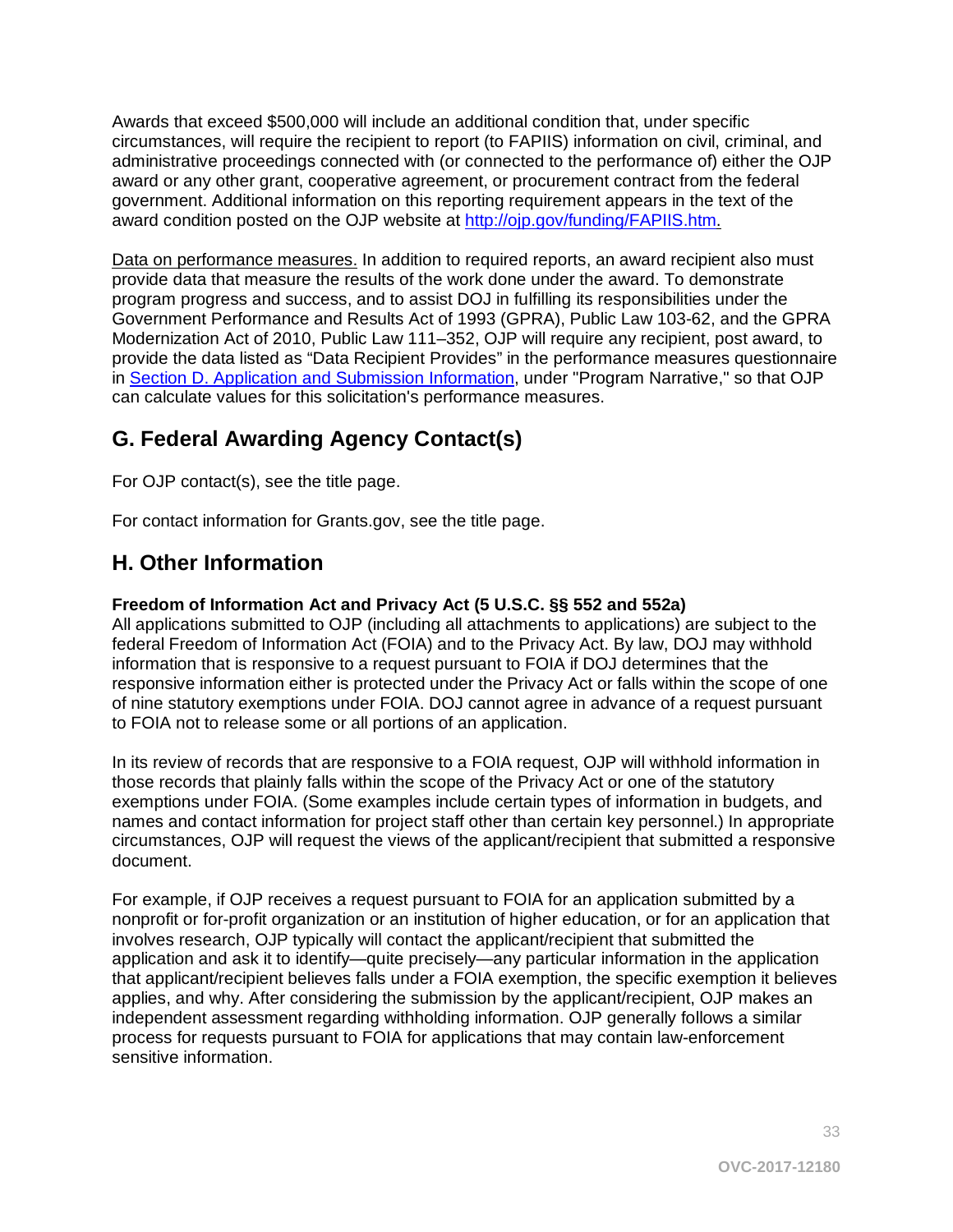Awards that exceed $500,000 will include an additional condition that, under specific circumstances, will require the recipient to report (to FAPIIS) information on civil, criminal, and administrative proceedings connected with (or connected to the performance of) either the OJP award or any other grant, cooperative agreement, or procurement contract from the federal government. Additional information on this reporting requirement appears in the text of the award condition posted on the OJP website at [http://ojp.gov/funding/FAPIIS.htm.](http://ojp.gov/funding/FAPIIS.htm)

Data on performance measures. In addition to required reports, an award recipient also must provide data that measure the results of the work done under the award. To demonstrate program progress and success, and to assist DOJ in fulfilling its responsibilities under the Government Performance and Results Act of 1993 (GPRA), Public Law 103-62, and the GPRA Modernization Act of 2010, Public Law 111–352, OJP will require any recipient, post award, to provide the data listed as "Data Recipient Provides" in the performance measures questionnaire in Section D. Application and Submission Information, under "Program Narrative," so that OJP can calculate values for this solicitation's performance measures.

## G. Federal Awarding Agency Contact(s)

For OJP contact(s), see the title page.

For contact information for Grants.gov, see the title page.

## H. Other Information

**Freedom of Information Act and Privacy Act (5 U.S.C. §§ 552 and 552a)**
All applications submitted to OJP (including all attachments to applications) are subject to the federal Freedom of Information Act (FOIA) and to the Privacy Act. By law, DOJ may withhold information that is responsive to a request pursuant to FOIA if DOJ determines that the responsive information either is protected under the Privacy Act or falls within the scope of one of nine statutory exemptions under FOIA. DOJ cannot agree in advance of a request pursuant to FOIA not to release some or all portions of an application.

In its review of records that are responsive to a FOIA request, OJP will withhold information in those records that plainly falls within the scope of the Privacy Act or one of the statutory exemptions under FOIA. (Some examples include certain types of information in budgets, and names and contact information for project staff other than certain key personnel.) In appropriate circumstances, OJP will request the views of the applicant/recipient that submitted a responsive document.

For example, if OJP receives a request pursuant to FOIA for an application submitted by a nonprofit or for-profit organization or an institution of higher education, or for an application that involves research, OJP typically will contact the applicant/recipient that submitted the application and ask it to identify—quite precisely—any particular information in the application that applicant/recipient believes falls under a FOIA exemption, the specific exemption it believes applies, and why. After considering the submission by the applicant/recipient, OJP makes an independent assessment regarding withholding information. OJP generally follows a similar process for requests pursuant to FOIA for applications that may contain law-enforcement sensitive information.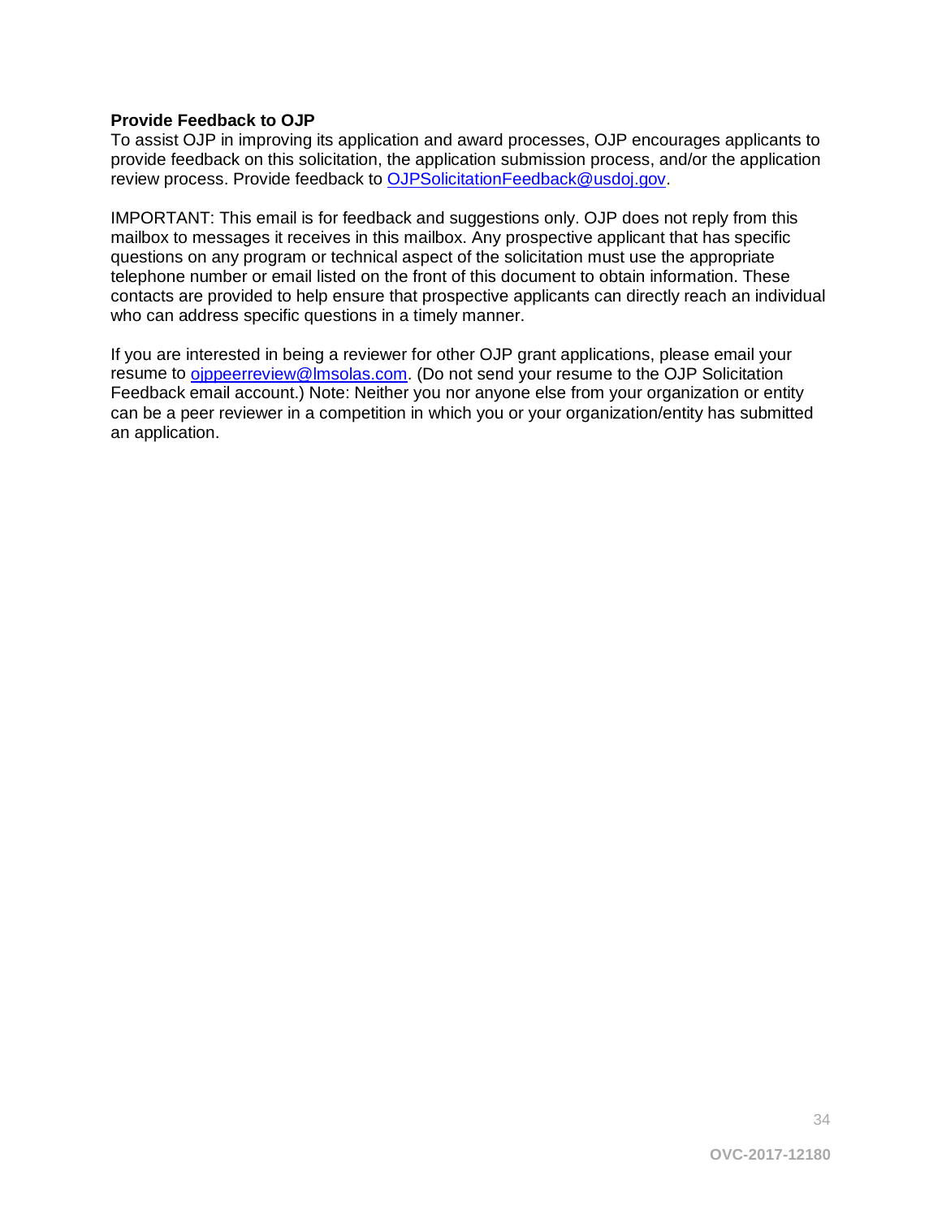**Provide Feedback to OJP**

To assist OJP in improving its application and award processes, OJP encourages applicants to provide feedback on this solicitation, the application submission process, and/or the application review process. Provide feedback to OJPSolicitationFeedback@usdoj.gov.

IMPORTANT: This email is for feedback and suggestions only. OJP does not reply from this mailbox to messages it receives in this mailbox. Any prospective applicant that has specific questions on any program or technical aspect of the solicitation must use the appropriate telephone number or email listed on the front of this document to obtain information. These contacts are provided to help ensure that prospective applicants can directly reach an individual who can address specific questions in a timely manner.

If you are interested in being a reviewer for other OJP grant applications, please email your resume to ojppeerreview@lmsolas.com. (Do not send your resume to the OJP Solicitation Feedback email account.) Note: Neither you nor anyone else from your organization or entity can be a peer reviewer in a competition in which you or your organization/entity has submitted an application.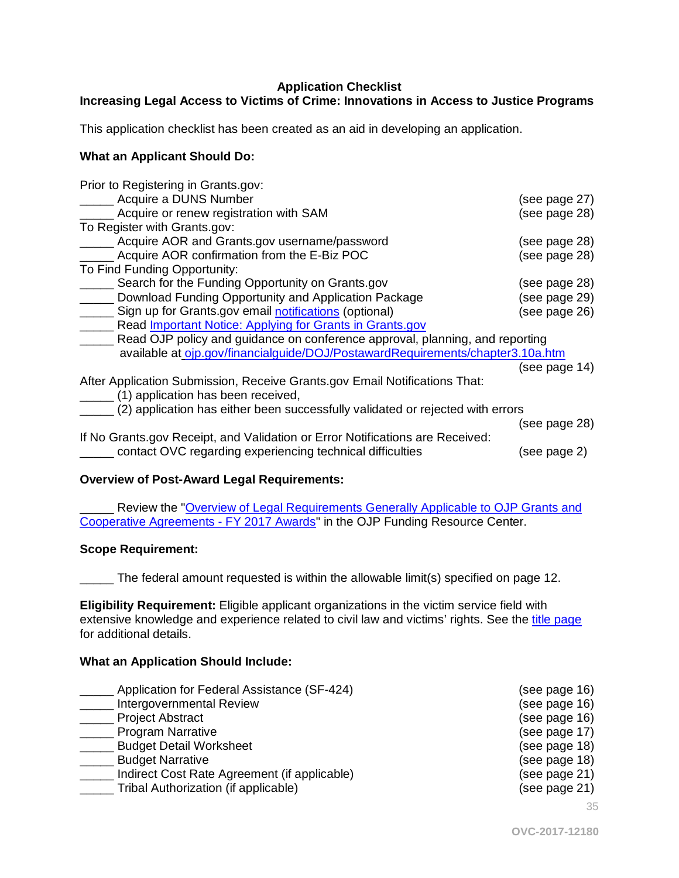**Application Checklist**
**Increasing Legal Access to Victims of Crime: Innovations in Access to Justice Programs**

This application checklist has been created as an aid in developing an application.

**What an Applicant Should Do:**

Prior to Registering in Grants.gov:
_____ Acquire a DUNS Number (see page 27)
_____ Acquire or renew registration with SAM (see page 28)
To Register with Grants.gov:
_____ Acquire AOR and Grants.gov username/password (see page 28)
_____ Acquire AOR confirmation from the E-Biz POC (see page 28)
To Find Funding Opportunity:
_____ Search for the Funding Opportunity on Grants.gov (see page 28)
_____ Download Funding Opportunity and Application Package (see page 29)
_____ Sign up for Grants.gov email notifications (optional) (see page 26)
_____ Read Important Notice: Applying for Grants in Grants.gov
_____ Read OJP policy and guidance on conference approval, planning, and reporting available at ojp.gov/financialguide/DOJ/PostawardRequirements/chapter3.10a.htm (see page 14)
After Application Submission, Receive Grants.gov Email Notifications That:
_____ (1) application has been received,
_____ (2) application has either been successfully validated or rejected with errors (see page 28)
If No Grants.gov Receipt, and Validation or Error Notifications are Received:
_____ contact OVC regarding experiencing technical difficulties (see page 2)

**Overview of Post-Award Legal Requirements:**

_____ Review the "Overview of Legal Requirements Generally Applicable to OJP Grants and Cooperative Agreements - FY 2017 Awards" in the OJP Funding Resource Center.

**Scope Requirement:**

_____ The federal amount requested is within the allowable limit(s) specified on page 12.

**Eligibility Requirement:** Eligible applicant organizations in the victim service field with extensive knowledge and experience related to civil law and victims' rights. See the title page for additional details.

**What an Application Should Include:**

_____ Application for Federal Assistance (SF-424) (see page 16)
_____ Intergovernmental Review (see page 16)
_____ Project Abstract (see page 16)
_____ Program Narrative (see page 17)
_____ Budget Detail Worksheet (see page 18)
_____ Budget Narrative (see page 18)
_____ Indirect Cost Rate Agreement (if applicable) (see page 21)
_____ Tribal Authorization (if applicable) (see page 21)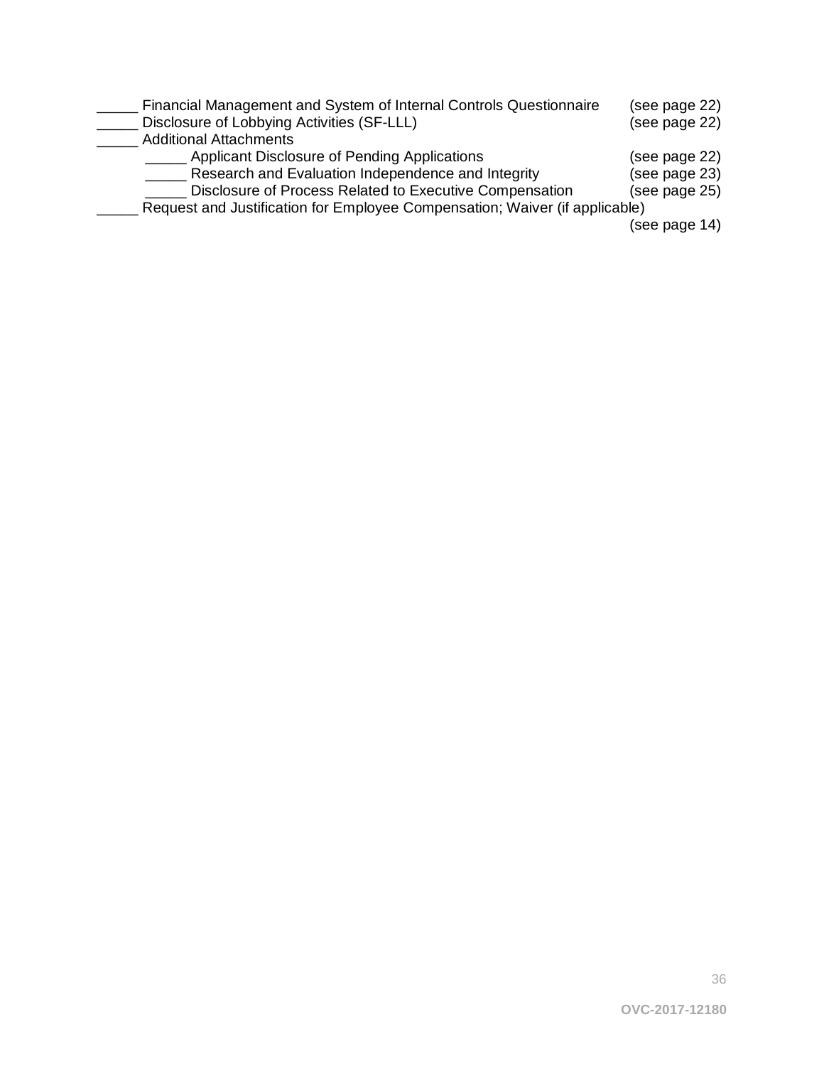_____ Financial Management and System of Internal Controls Questionnaire (see page 22)
_____ Disclosure of Lobbying Activities (SF-LLL) (see page 22)
_____ Additional Attachments
    _____ Applicant Disclosure of Pending Applications (see page 22)
    _____ Research and Evaluation Independence and Integrity (see page 23)
    _____ Disclosure of Process Related to Executive Compensation (see page 25)
_____ Request and Justification for Employee Compensation; Waiver (if applicable) (see page 14)